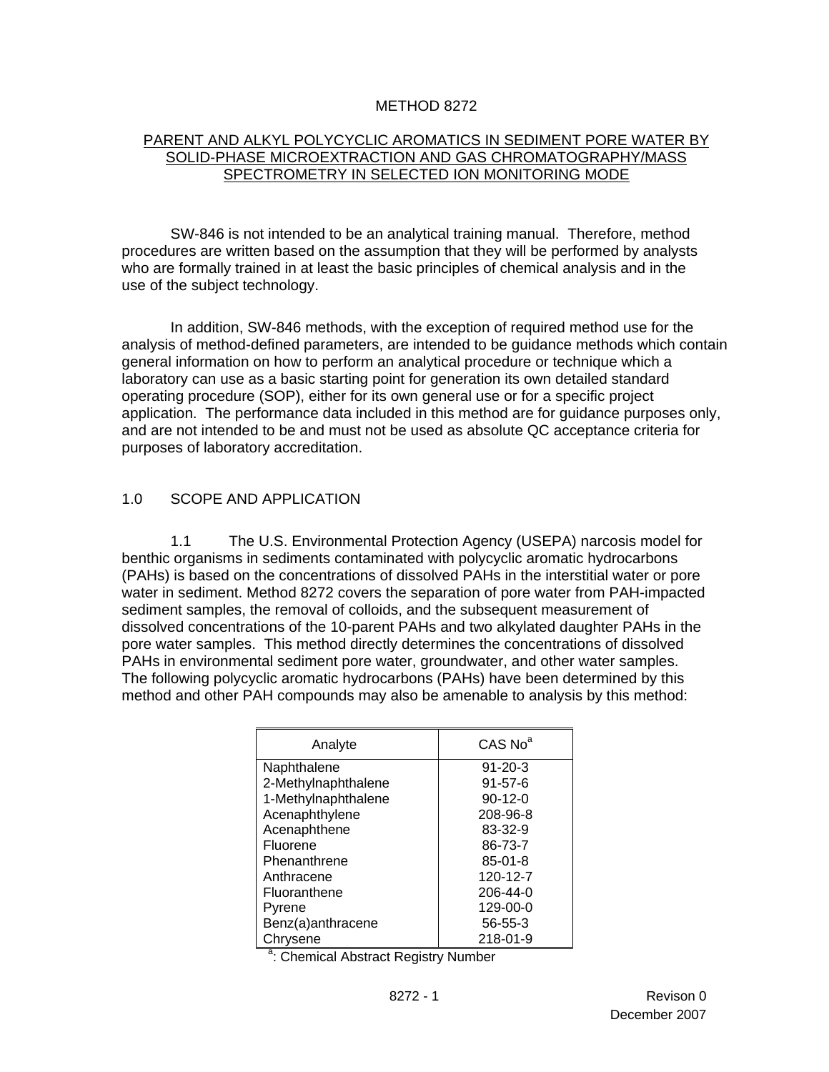# METHOD 8272

## PARENT AND ALKYL POLYCYCLIC AROMATICS IN SEDIMENT PORE WATER BY SOLID-PHASE MICROEXTRACTION AND GAS CHROMATOGRAPHY/MASS SPECTROMETRY IN SELECTED ION MONITORING MODE

SW-846 is not intended to be an analytical training manual. Therefore, method procedures are written based on the assumption that they will be performed by analysts who are formally trained in at least the basic principles of chemical analysis and in the use of the subject technology.

In addition, SW-846 methods, with the exception of required method use for the analysis of method-defined parameters, are intended to be guidance methods which contain general information on how to perform an analytical procedure or technique which a laboratory can use as a basic starting point for generation its own detailed standard operating procedure (SOP), either for its own general use or for a specific project application. The performance data included in this method are for guidance purposes only, and are not intended to be and must not be used as absolute QC acceptance criteria for purposes of laboratory accreditation.

## 1.0 SCOPE AND APPLICATION

1.1 The U.S. Environmental Protection Agency (USEPA) narcosis model for benthic organisms in sediments contaminated with polycyclic aromatic hydrocarbons (PAHs) is based on the concentrations of dissolved PAHs in the interstitial water or pore water in sediment. Method 8272 covers the separation of pore water from PAH-impacted sediment samples, the removal of colloids, and the subsequent measurement of dissolved concentrations of the 10-parent PAHs and two alkylated daughter PAHs in the pore water samples. This method directly determines the concentrations of dissolved PAHs in environmental sediment pore water, groundwater, and other water samples. The following polycyclic aromatic hydrocarbons (PAHs) have been determined by this method and other PAH compounds may also be amenable to analysis by this method:

| Analyte | CAS No[a] |
|---|---|
| Naphthalene | 91-20-3 |
| 2-Methylnaphthalene | 91-57-6 |
| 1-Methylnaphthalene | 90-12-0 |
| Acenaphthylene | 208-96-8 |
| Acenaphthene | 83-32-9 |
| Fluorene | 86-73-7 |
| Phenanthrene | 85-01-8 |
| Anthracene | 120-12-7 |
| Fluoranthene | 206-44-0 |
| Pyrene | 129-00-0 |
| Benz(a)anthracene | 56-55-3 |
| Chrysene | 218-01-9 |

[a]: Chemical Abstract Registry Number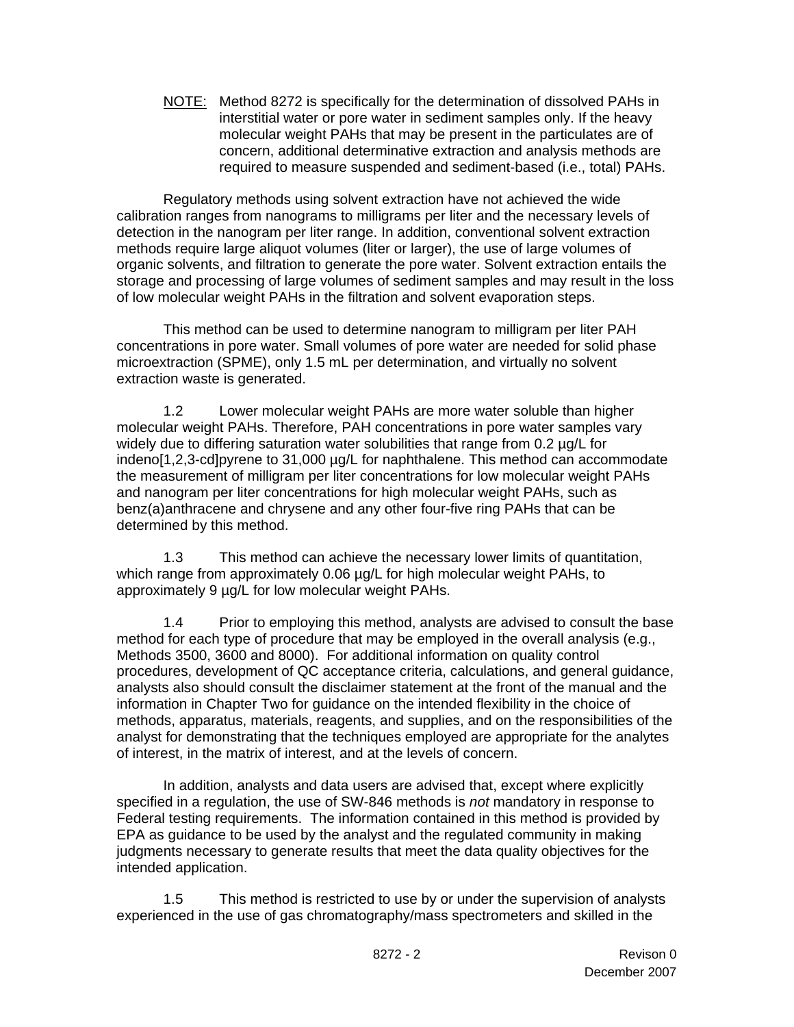NOTE: Method 8272 is specifically for the determination of dissolved PAHs in interstitial water or pore water in sediment samples only. If the heavy molecular weight PAHs that may be present in the particulates are of concern, additional determinative extraction and analysis methods are required to measure suspended and sediment-based (i.e., total) PAHs.

Regulatory methods using solvent extraction have not achieved the wide calibration ranges from nanograms to milligrams per liter and the necessary levels of detection in the nanogram per liter range. In addition, conventional solvent extraction methods require large aliquot volumes (liter or larger), the use of large volumes of organic solvents, and filtration to generate the pore water. Solvent extraction entails the storage and processing of large volumes of sediment samples and may result in the loss of low molecular weight PAHs in the filtration and solvent evaporation steps.

This method can be used to determine nanogram to milligram per liter PAH concentrations in pore water. Small volumes of pore water are needed for solid phase microextraction (SPME), only 1.5 mL per determination, and virtually no solvent extraction waste is generated.

1.2 Lower molecular weight PAHs are more water soluble than higher molecular weight PAHs. Therefore, PAH concentrations in pore water samples vary widely due to differing saturation water solubilities that range from 0.2 µg/L for indeno[1,2,3-cd]pyrene to 31,000 µg/L for naphthalene. This method can accommodate the measurement of milligram per liter concentrations for low molecular weight PAHs and nanogram per liter concentrations for high molecular weight PAHs, such as benz(a)anthracene and chrysene and any other four-five ring PAHs that can be determined by this method.

1.3 This method can achieve the necessary lower limits of quantitation, which range from approximately 0.06 µg/L for high molecular weight PAHs, to approximately 9 µg/L for low molecular weight PAHs.

1.4 Prior to employing this method, analysts are advised to consult the base method for each type of procedure that may be employed in the overall analysis (e.g., Methods 3500, 3600 and 8000). For additional information on quality control procedures, development of QC acceptance criteria, calculations, and general guidance, analysts also should consult the disclaimer statement at the front of the manual and the information in Chapter Two for guidance on the intended flexibility in the choice of methods, apparatus, materials, reagents, and supplies, and on the responsibilities of the analyst for demonstrating that the techniques employed are appropriate for the analytes of interest, in the matrix of interest, and at the levels of concern.

In addition, analysts and data users are advised that, except where explicitly specified in a regulation, the use of SW-846 methods is *not* mandatory in response to Federal testing requirements. The information contained in this method is provided by EPA as guidance to be used by the analyst and the regulated community in making judgments necessary to generate results that meet the data quality objectives for the intended application.

1.5 This method is restricted to use by or under the supervision of analysts experienced in the use of gas chromatography/mass spectrometers and skilled in the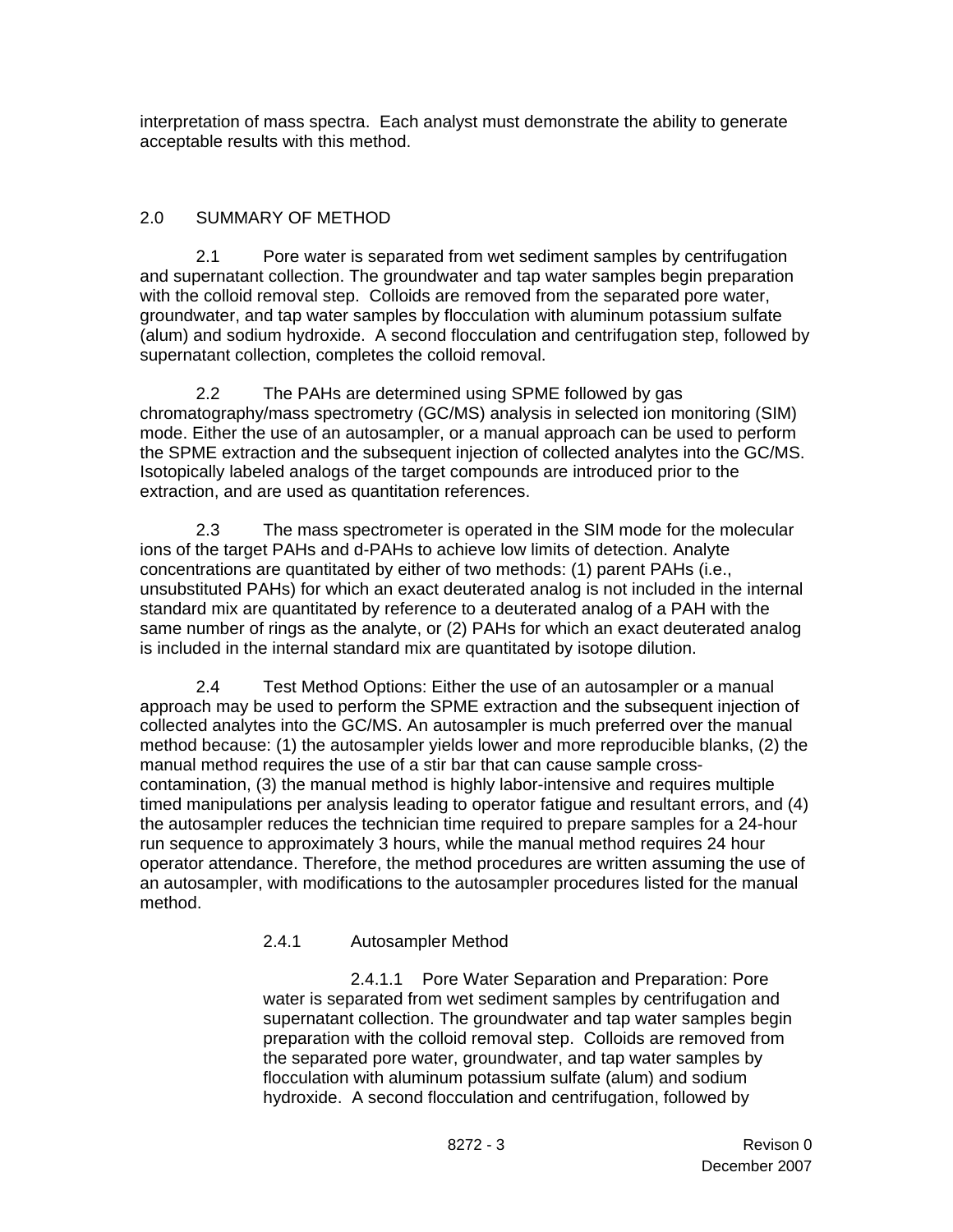interpretation of mass spectra. Each analyst must demonstrate the ability to generate acceptable results with this method.

## 2.0 SUMMARY OF METHOD

2.1 Pore water is separated from wet sediment samples by centrifugation and supernatant collection. The groundwater and tap water samples begin preparation with the colloid removal step. Colloids are removed from the separated pore water, groundwater, and tap water samples by flocculation with aluminum potassium sulfate (alum) and sodium hydroxide. A second flocculation and centrifugation step, followed by supernatant collection, completes the colloid removal.

2.2 The PAHs are determined using SPME followed by gas chromatography/mass spectrometry (GC/MS) analysis in selected ion monitoring (SIM) mode. Either the use of an autosampler, or a manual approach can be used to perform the SPME extraction and the subsequent injection of collected analytes into the GC/MS. Isotopically labeled analogs of the target compounds are introduced prior to the extraction, and are used as quantitation references.

2.3 The mass spectrometer is operated in the SIM mode for the molecular ions of the target PAHs and d-PAHs to achieve low limits of detection. Analyte concentrations are quantitated by either of two methods: (1) parent PAHs (i.e., unsubstituted PAHs) for which an exact deuterated analog is not included in the internal standard mix are quantitated by reference to a deuterated analog of a PAH with the same number of rings as the analyte, or (2) PAHs for which an exact deuterated analog is included in the internal standard mix are quantitated by isotope dilution.

2.4 Test Method Options: Either the use of an autosampler or a manual approach may be used to perform the SPME extraction and the subsequent injection of collected analytes into the GC/MS. An autosampler is much preferred over the manual method because: (1) the autosampler yields lower and more reproducible blanks, (2) the manual method requires the use of a stir bar that can cause sample cross-contamination, (3) the manual method is highly labor-intensive and requires multiple timed manipulations per analysis leading to operator fatigue and resultant errors, and (4) the autosampler reduces the technician time required to prepare samples for a 24-hour run sequence to approximately 3 hours, while the manual method requires 24 hour operator attendance. Therefore, the method procedures are written assuming the use of an autosampler, with modifications to the autosampler procedures listed for the manual method.

2.4.1 Autosampler Method

2.4.1.1 Pore Water Separation and Preparation: Pore water is separated from wet sediment samples by centrifugation and supernatant collection. The groundwater and tap water samples begin preparation with the colloid removal step. Colloids are removed from the separated pore water, groundwater, and tap water samples by flocculation with aluminum potassium sulfate (alum) and sodium hydroxide. A second flocculation and centrifugation, followed by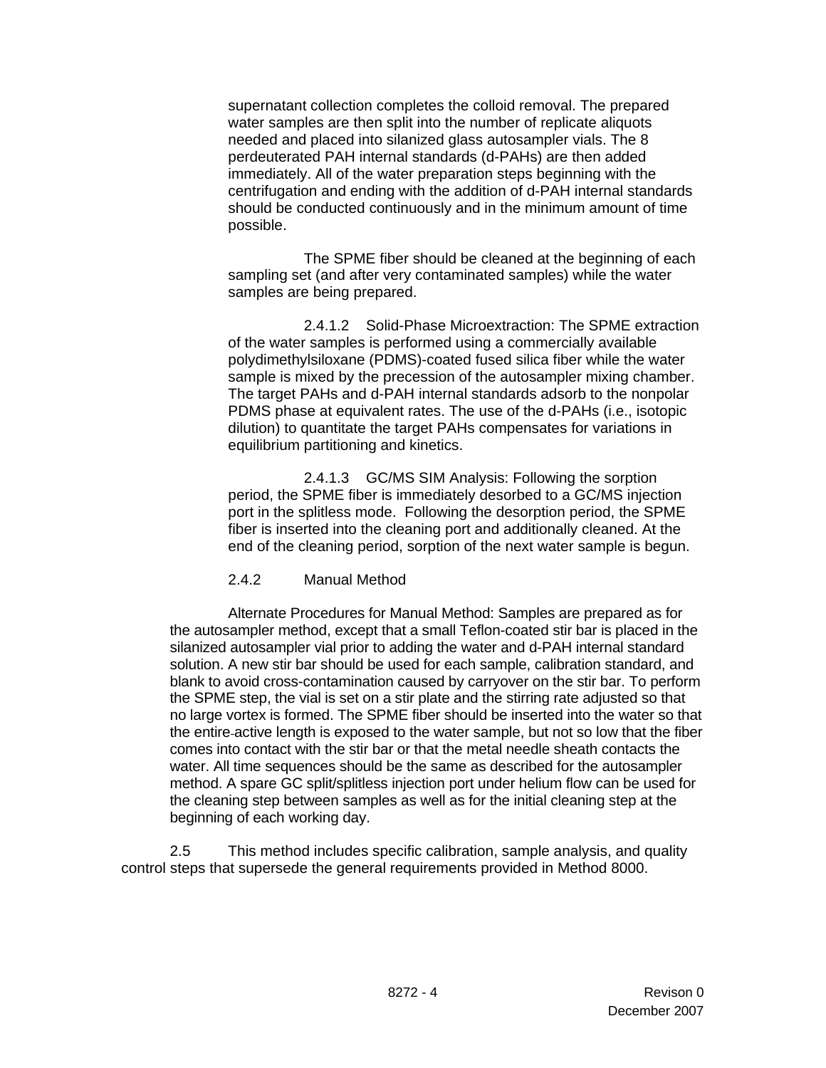supernatant collection completes the colloid removal. The prepared water samples are then split into the number of replicate aliquots needed and placed into silanized glass autosampler vials. The 8 perdeuterated PAH internal standards (d-PAHs) are then added immediately. All of the water preparation steps beginning with the centrifugation and ending with the addition of d-PAH internal standards should be conducted continuously and in the minimum amount of time possible.

The SPME fiber should be cleaned at the beginning of each sampling set (and after very contaminated samples) while the water samples are being prepared.

2.4.1.2 Solid-Phase Microextraction: The SPME extraction of the water samples is performed using a commercially available polydimethylsiloxane (PDMS)-coated fused silica fiber while the water sample is mixed by the precession of the autosampler mixing chamber. The target PAHs and d-PAH internal standards adsorb to the nonpolar PDMS phase at equivalent rates. The use of the d-PAHs (i.e., isotopic dilution) to quantitate the target PAHs compensates for variations in equilibrium partitioning and kinetics.

2.4.1.3 GC/MS SIM Analysis: Following the sorption period, the SPME fiber is immediately desorbed to a GC/MS injection port in the splitless mode. Following the desorption period, the SPME fiber is inserted into the cleaning port and additionally cleaned. At the end of the cleaning period, sorption of the next water sample is begun.

2.4.2 Manual Method

Alternate Procedures for Manual Method: Samples are prepared as for the autosampler method, except that a small Teflon-coated stir bar is placed in the silanized autosampler vial prior to adding the water and d-PAH internal standard solution. A new stir bar should be used for each sample, calibration standard, and blank to avoid cross-contamination caused by carryover on the stir bar. To perform the SPME step, the vial is set on a stir plate and the stirring rate adjusted so that no large vortex is formed. The SPME fiber should be inserted into the water so that the entire active length is exposed to the water sample, but not so low that the fiber comes into contact with the stir bar or that the metal needle sheath contacts the water. All time sequences should be the same as described for the autosampler method. A spare GC split/splitless injection port under helium flow can be used for the cleaning step between samples as well as for the initial cleaning step at the beginning of each working day.

2.5 This method includes specific calibration, sample analysis, and quality control steps that supersede the general requirements provided in Method 8000.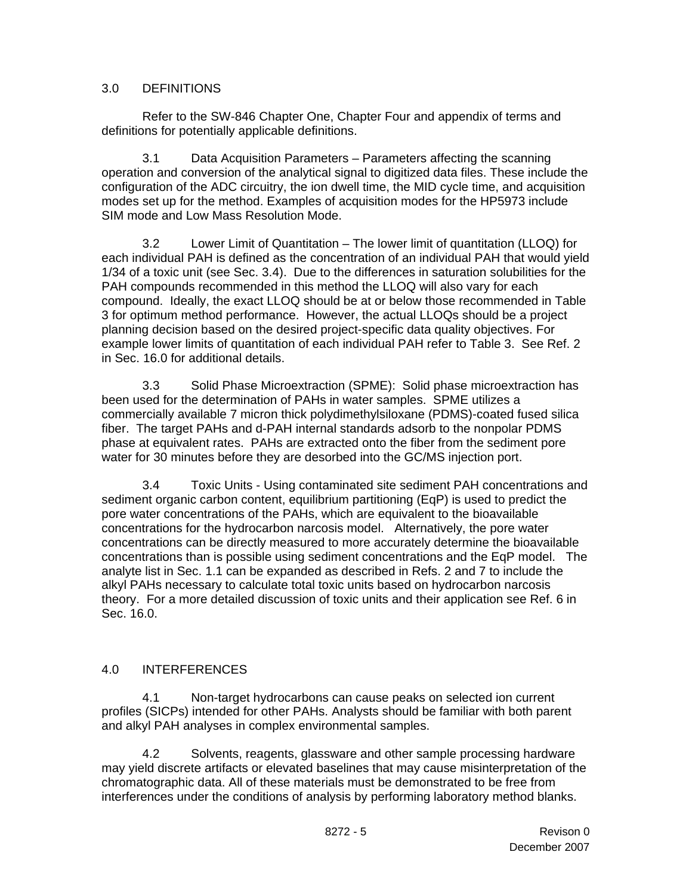## 3.0 DEFINITIONS

Refer to the SW-846 Chapter One, Chapter Four and appendix of terms and definitions for potentially applicable definitions.

3.1 Data Acquisition Parameters – Parameters affecting the scanning operation and conversion of the analytical signal to digitized data files. These include the configuration of the ADC circuitry, the ion dwell time, the MID cycle time, and acquisition modes set up for the method. Examples of acquisition modes for the HP5973 include SIM mode and Low Mass Resolution Mode.

3.2 Lower Limit of Quantitation – The lower limit of quantitation (LLOQ) for each individual PAH is defined as the concentration of an individual PAH that would yield 1/34 of a toxic unit (see Sec. 3.4). Due to the differences in saturation solubilities for the PAH compounds recommended in this method the LLOQ will also vary for each compound. Ideally, the exact LLOQ should be at or below those recommended in Table 3 for optimum method performance. However, the actual LLOQs should be a project planning decision based on the desired project-specific data quality objectives. For example lower limits of quantitation of each individual PAH refer to Table 3. See Ref. 2 in Sec. 16.0 for additional details.

3.3 Solid Phase Microextraction (SPME): Solid phase microextraction has been used for the determination of PAHs in water samples. SPME utilizes a commercially available 7 micron thick polydimethylsiloxane (PDMS)-coated fused silica fiber. The target PAHs and d-PAH internal standards adsorb to the nonpolar PDMS phase at equivalent rates. PAHs are extracted onto the fiber from the sediment pore water for 30 minutes before they are desorbed into the GC/MS injection port.

3.4 Toxic Units - Using contaminated site sediment PAH concentrations and sediment organic carbon content, equilibrium partitioning (EqP) is used to predict the pore water concentrations of the PAHs, which are equivalent to the bioavailable concentrations for the hydrocarbon narcosis model. Alternatively, the pore water concentrations can be directly measured to more accurately determine the bioavailable concentrations than is possible using sediment concentrations and the EqP model. The analyte list in Sec. 1.1 can be expanded as described in Refs. 2 and 7 to include the alkyl PAHs necessary to calculate total toxic units based on hydrocarbon narcosis theory. For a more detailed discussion of toxic units and their application see Ref. 6 in Sec. 16.0.

## 4.0 INTERFERENCES

4.1 Non-target hydrocarbons can cause peaks on selected ion current profiles (SICPs) intended for other PAHs. Analysts should be familiar with both parent and alkyl PAH analyses in complex environmental samples.

4.2 Solvents, reagents, glassware and other sample processing hardware may yield discrete artifacts or elevated baselines that may cause misinterpretation of the chromatographic data. All of these materials must be demonstrated to be free from interferences under the conditions of analysis by performing laboratory method blanks.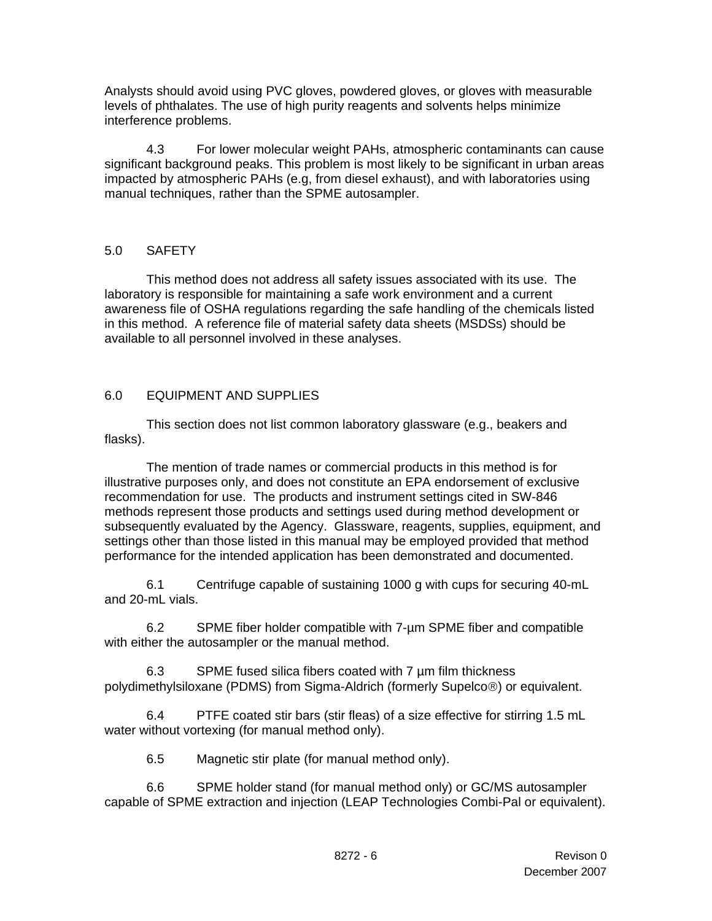Analysts should avoid using PVC gloves, powdered gloves, or gloves with measurable levels of phthalates. The use of high purity reagents and solvents helps minimize interference problems.

4.3 For lower molecular weight PAHs, atmospheric contaminants can cause significant background peaks. This problem is most likely to be significant in urban areas impacted by atmospheric PAHs (e.g, from diesel exhaust), and with laboratories using manual techniques, rather than the SPME autosampler.

## 5.0 SAFETY

This method does not address all safety issues associated with its use. The laboratory is responsible for maintaining a safe work environment and a current awareness file of OSHA regulations regarding the safe handling of the chemicals listed in this method. A reference file of material safety data sheets (MSDSs) should be available to all personnel involved in these analyses.

## 6.0 EQUIPMENT AND SUPPLIES

This section does not list common laboratory glassware (e.g., beakers and flasks).

The mention of trade names or commercial products in this method is for illustrative purposes only, and does not constitute an EPA endorsement of exclusive recommendation for use. The products and instrument settings cited in SW-846 methods represent those products and settings used during method development or subsequently evaluated by the Agency. Glassware, reagents, supplies, equipment, and settings other than those listed in this manual may be employed provided that method performance for the intended application has been demonstrated and documented.

6.1 Centrifuge capable of sustaining 1000 g with cups for securing 40-mL and 20-mL vials.

6.2 SPME fiber holder compatible with 7-µm SPME fiber and compatible with either the autosampler or the manual method.

6.3 SPME fused silica fibers coated with 7 µm film thickness polydimethylsiloxane (PDMS) from Sigma-Aldrich (formerly Supelco®) or equivalent.

6.4 PTFE coated stir bars (stir fleas) of a size effective for stirring 1.5 mL water without vortexing (for manual method only).

6.5 Magnetic stir plate (for manual method only).

6.6 SPME holder stand (for manual method only) or GC/MS autosampler capable of SPME extraction and injection (LEAP Technologies Combi-Pal or equivalent).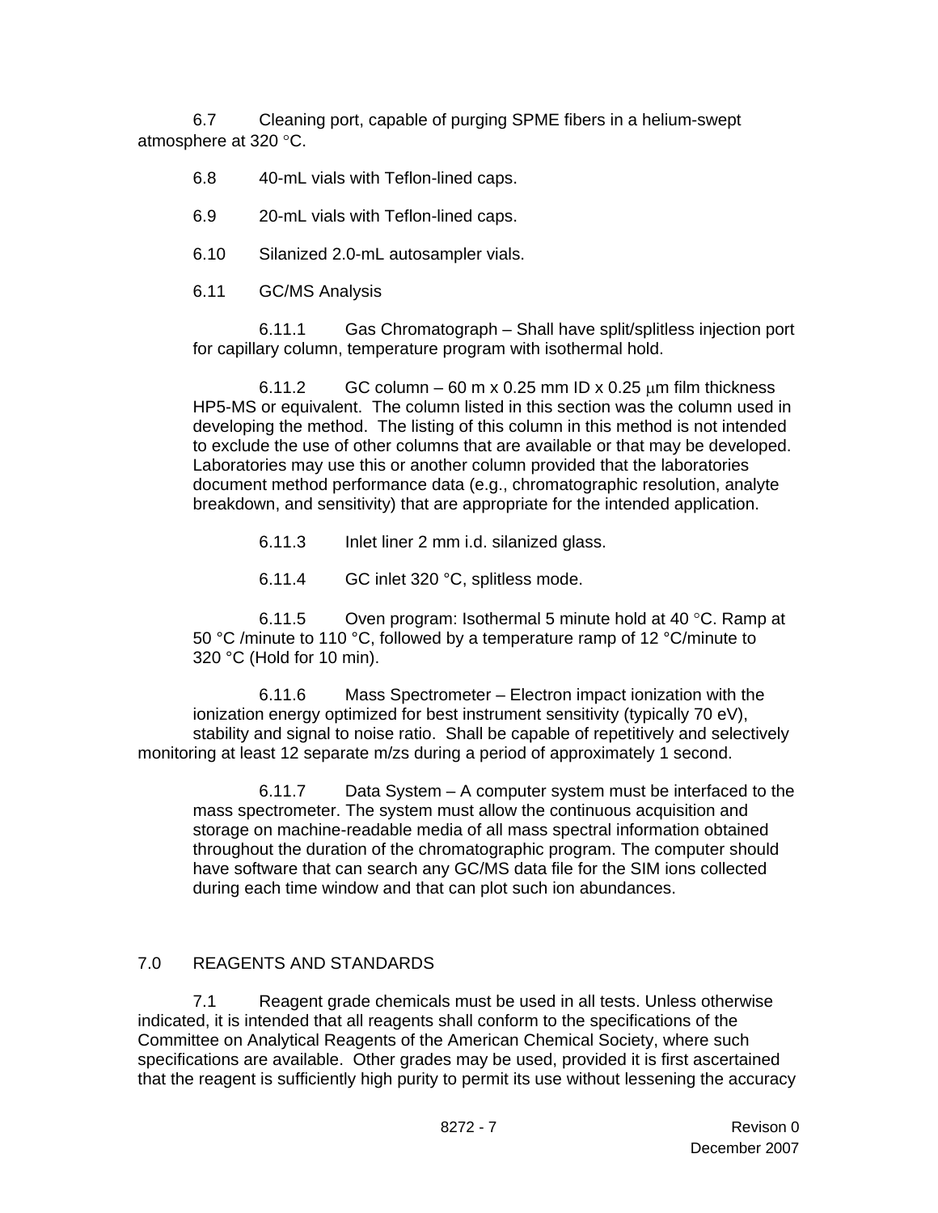6.7 Cleaning port, capable of purging SPME fibers in a helium-swept atmosphere at 320 °C.

6.8 40-mL vials with Teflon-lined caps.

6.9 20-mL vials with Teflon-lined caps.

6.10 Silanized 2.0-mL autosampler vials.

6.11 GC/MS Analysis

6.11.1 Gas Chromatograph – Shall have split/splitless injection port for capillary column, temperature program with isothermal hold.

6.11.2 GC column – 60 m x 0.25 mm ID x 0.25 μm film thickness HP5-MS or equivalent. The column listed in this section was the column used in developing the method. The listing of this column in this method is not intended to exclude the use of other columns that are available or that may be developed. Laboratories may use this or another column provided that the laboratories document method performance data (e.g., chromatographic resolution, analyte breakdown, and sensitivity) that are appropriate for the intended application.

6.11.3 Inlet liner 2 mm i.d. silanized glass.

6.11.4 GC inlet 320 °C, splitless mode.

6.11.5 Oven program: Isothermal 5 minute hold at 40 °C. Ramp at 50 °C /minute to 110 °C, followed by a temperature ramp of 12 °C/minute to 320 °C (Hold for 10 min).

6.11.6 Mass Spectrometer – Electron impact ionization with the ionization energy optimized for best instrument sensitivity (typically 70 eV), stability and signal to noise ratio. Shall be capable of repetitively and selectively monitoring at least 12 separate m/zs during a period of approximately 1 second.

6.11.7 Data System – A computer system must be interfaced to the mass spectrometer. The system must allow the continuous acquisition and storage on machine-readable media of all mass spectral information obtained throughout the duration of the chromatographic program. The computer should have software that can search any GC/MS data file for the SIM ions collected during each time window and that can plot such ion abundances.

## 7.0 REAGENTS AND STANDARDS

7.1 Reagent grade chemicals must be used in all tests. Unless otherwise indicated, it is intended that all reagents shall conform to the specifications of the Committee on Analytical Reagents of the American Chemical Society, where such specifications are available. Other grades may be used, provided it is first ascertained that the reagent is sufficiently high purity to permit its use without lessening the accuracy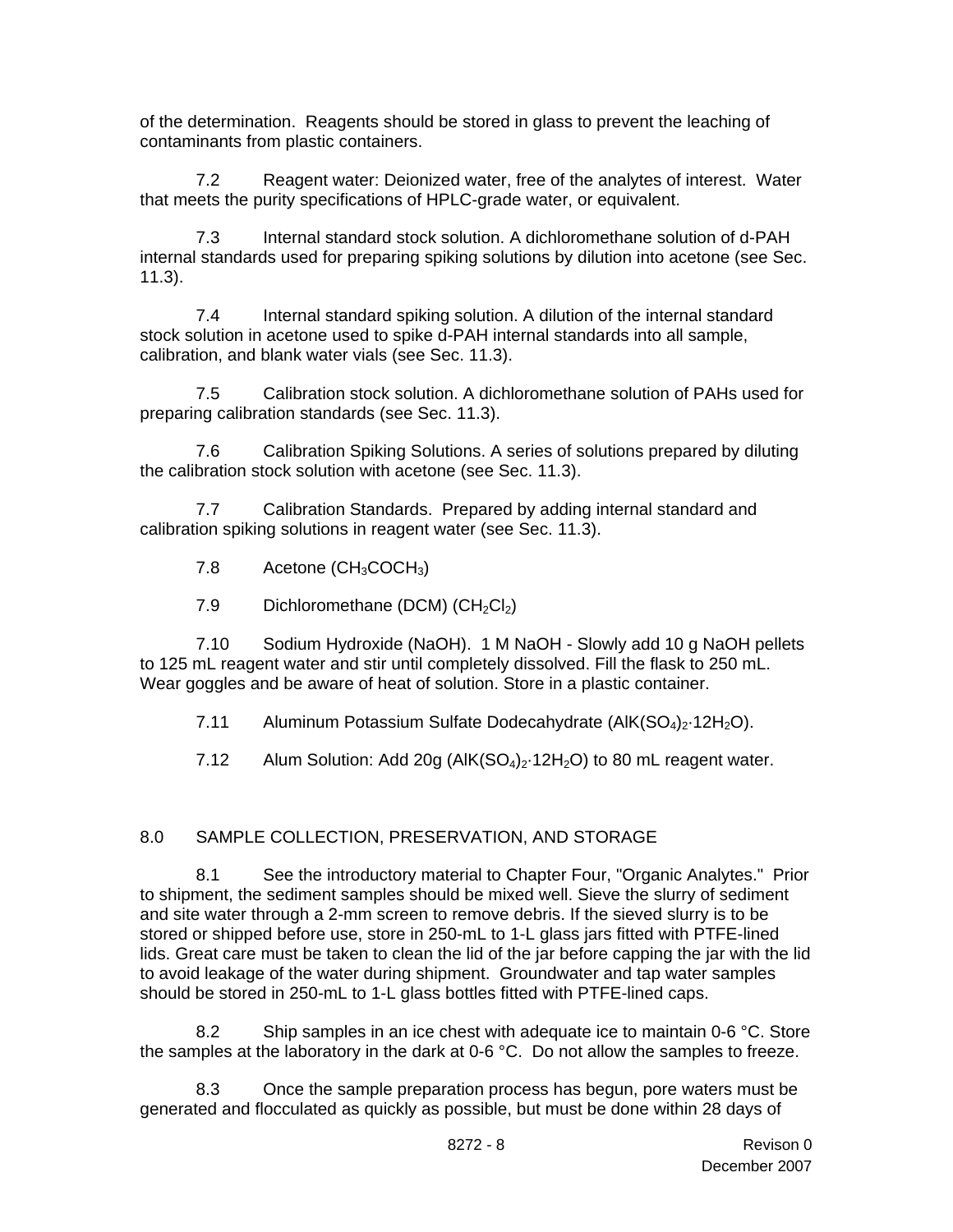of the determination. Reagents should be stored in glass to prevent the leaching of contaminants from plastic containers.

7.2 Reagent water: Deionized water, free of the analytes of interest. Water that meets the purity specifications of HPLC-grade water, or equivalent.

7.3 Internal standard stock solution. A dichloromethane solution of d-PAH internal standards used for preparing spiking solutions by dilution into acetone (see Sec. 11.3).

7.4 Internal standard spiking solution. A dilution of the internal standard stock solution in acetone used to spike d-PAH internal standards into all sample, calibration, and blank water vials (see Sec. 11.3).

7.5 Calibration stock solution. A dichloromethane solution of PAHs used for preparing calibration standards (see Sec. 11.3).

7.6 Calibration Spiking Solutions. A series of solutions prepared by diluting the calibration stock solution with acetone (see Sec. 11.3).

7.7 Calibration Standards. Prepared by adding internal standard and calibration spiking solutions in reagent water (see Sec. 11.3).

7.8 Acetone ($CH_3COCH_3$)

7.9 Dichloromethane (DCM) ($CH_2Cl_2$)

7.10 Sodium Hydroxide (NaOH). 1 M NaOH - Slowly add 10 g NaOH pellets to 125 mL reagent water and stir until completely dissolved. Fill the flask to 250 mL. Wear goggles and be aware of heat of solution. Store in a plastic container.

7.11 Aluminum Potassium Sulfate Dodecahydrate ($AlK(SO_4)_2 \cdot 12H_2O$).

7.12 Alum Solution: Add 20g ($AlK(SO_4)_2 \cdot 12H_2O$) to 80 mL reagent water.

## 8.0 SAMPLE COLLECTION, PRESERVATION, AND STORAGE

8.1 See the introductory material to Chapter Four, "Organic Analytes." Prior to shipment, the sediment samples should be mixed well. Sieve the slurry of sediment and site water through a 2-mm screen to remove debris. If the sieved slurry is to be stored or shipped before use, store in 250-mL to 1-L glass jars fitted with PTFE-lined lids. Great care must be taken to clean the lid of the jar before capping the jar with the lid to avoid leakage of the water during shipment. Groundwater and tap water samples should be stored in 250-mL to 1-L glass bottles fitted with PTFE-lined caps.

8.2 Ship samples in an ice chest with adequate ice to maintain 0-6 °C. Store the samples at the laboratory in the dark at 0-6 °C. Do not allow the samples to freeze.

8.3 Once the sample preparation process has begun, pore waters must be generated and flocculated as quickly as possible, but must be done within 28 days of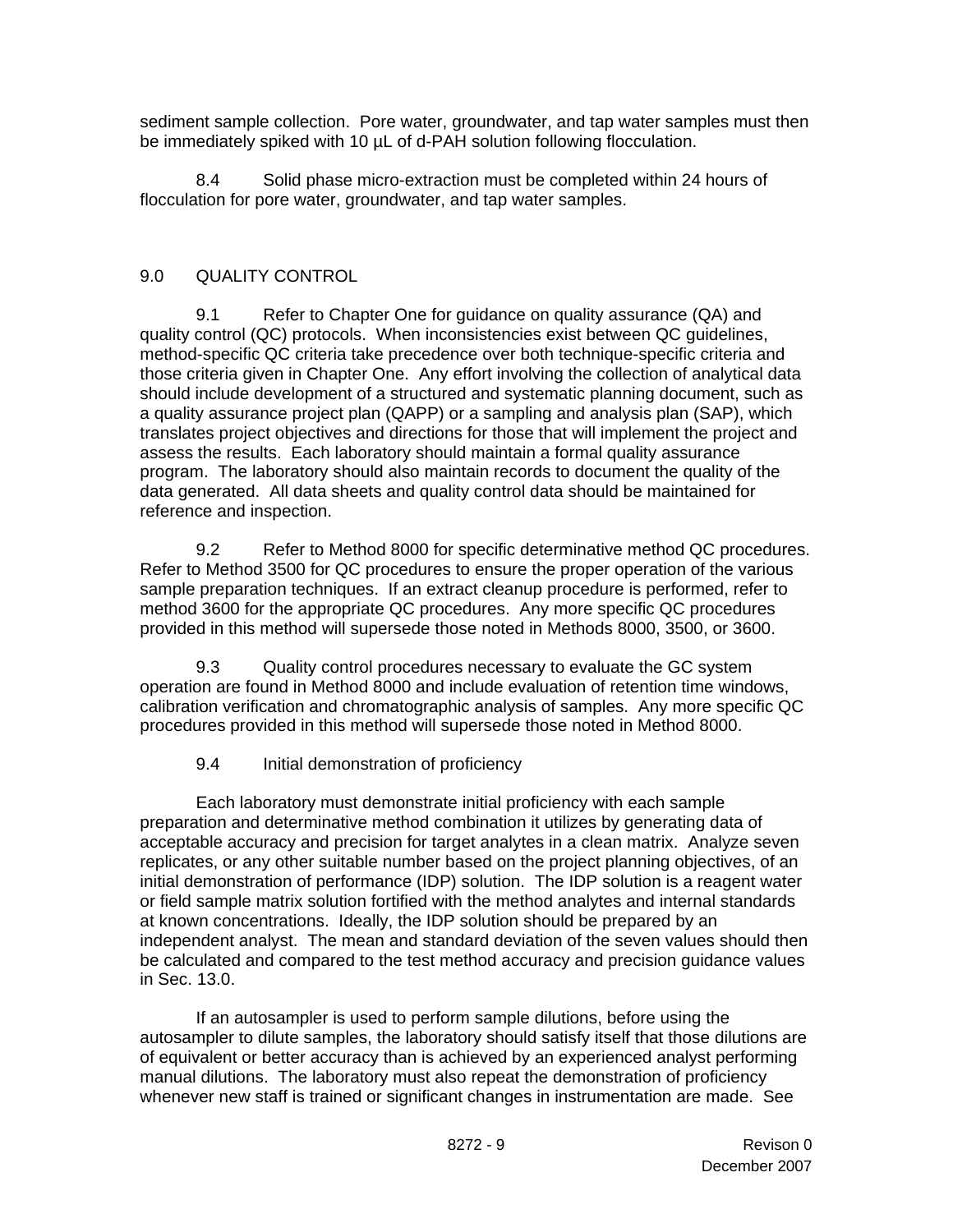sediment sample collection. Pore water, groundwater, and tap water samples must then be immediately spiked with 10 µL of d-PAH solution following flocculation.

8.4 Solid phase micro-extraction must be completed within 24 hours of flocculation for pore water, groundwater, and tap water samples.

## 9.0 QUALITY CONTROL

9.1 Refer to Chapter One for guidance on quality assurance (QA) and quality control (QC) protocols. When inconsistencies exist between QC guidelines, method-specific QC criteria take precedence over both technique-specific criteria and those criteria given in Chapter One. Any effort involving the collection of analytical data should include development of a structured and systematic planning document, such as a quality assurance project plan (QAPP) or a sampling and analysis plan (SAP), which translates project objectives and directions for those that will implement the project and assess the results. Each laboratory should maintain a formal quality assurance program. The laboratory should also maintain records to document the quality of the data generated. All data sheets and quality control data should be maintained for reference and inspection.

9.2 Refer to Method 8000 for specific determinative method QC procedures. Refer to Method 3500 for QC procedures to ensure the proper operation of the various sample preparation techniques. If an extract cleanup procedure is performed, refer to method 3600 for the appropriate QC procedures. Any more specific QC procedures provided in this method will supersede those noted in Methods 8000, 3500, or 3600.

9.3 Quality control procedures necessary to evaluate the GC system operation are found in Method 8000 and include evaluation of retention time windows, calibration verification and chromatographic analysis of samples. Any more specific QC procedures provided in this method will supersede those noted in Method 8000.

9.4 Initial demonstration of proficiency

Each laboratory must demonstrate initial proficiency with each sample preparation and determinative method combination it utilizes by generating data of acceptable accuracy and precision for target analytes in a clean matrix. Analyze seven replicates, or any other suitable number based on the project planning objectives, of an initial demonstration of performance (IDP) solution. The IDP solution is a reagent water or field sample matrix solution fortified with the method analytes and internal standards at known concentrations. Ideally, the IDP solution should be prepared by an independent analyst. The mean and standard deviation of the seven values should then be calculated and compared to the test method accuracy and precision guidance values in Sec. 13.0.

If an autosampler is used to perform sample dilutions, before using the autosampler to dilute samples, the laboratory should satisfy itself that those dilutions are of equivalent or better accuracy than is achieved by an experienced analyst performing manual dilutions. The laboratory must also repeat the demonstration of proficiency whenever new staff is trained or significant changes in instrumentation are made. See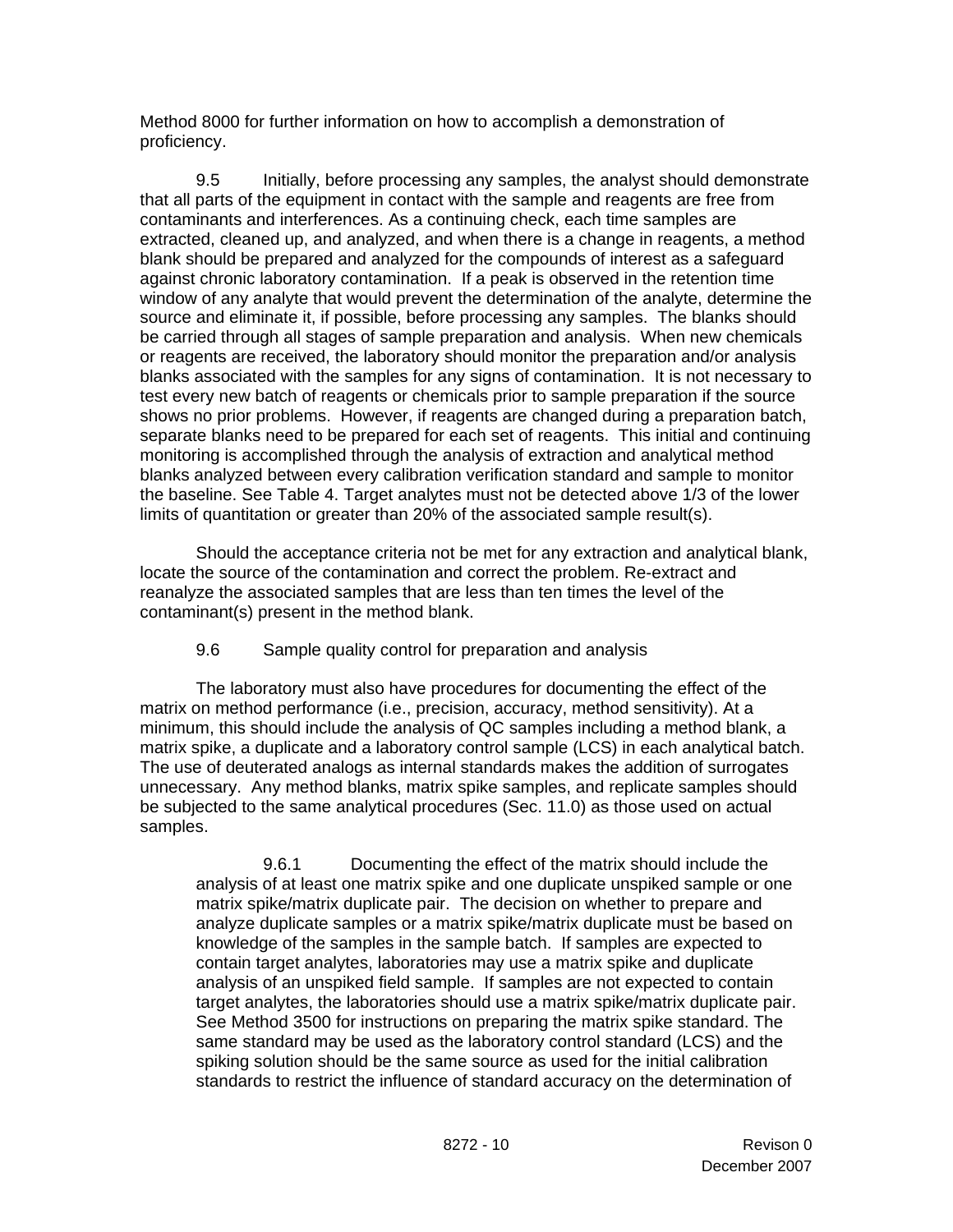Method 8000 for further information on how to accomplish a demonstration of proficiency.

9.5 Initially, before processing any samples, the analyst should demonstrate that all parts of the equipment in contact with the sample and reagents are free from contaminants and interferences. As a continuing check, each time samples are extracted, cleaned up, and analyzed, and when there is a change in reagents, a method blank should be prepared and analyzed for the compounds of interest as a safeguard against chronic laboratory contamination. If a peak is observed in the retention time window of any analyte that would prevent the determination of the analyte, determine the source and eliminate it, if possible, before processing any samples. The blanks should be carried through all stages of sample preparation and analysis. When new chemicals or reagents are received, the laboratory should monitor the preparation and/or analysis blanks associated with the samples for any signs of contamination. It is not necessary to test every new batch of reagents or chemicals prior to sample preparation if the source shows no prior problems. However, if reagents are changed during a preparation batch, separate blanks need to be prepared for each set of reagents. This initial and continuing monitoring is accomplished through the analysis of extraction and analytical method blanks analyzed between every calibration verification standard and sample to monitor the baseline. See Table 4. Target analytes must not be detected above 1/3 of the lower limits of quantitation or greater than 20% of the associated sample result(s).

Should the acceptance criteria not be met for any extraction and analytical blank, locate the source of the contamination and correct the problem. Re-extract and reanalyze the associated samples that are less than ten times the level of the contaminant(s) present in the method blank.

9.6 Sample quality control for preparation and analysis

The laboratory must also have procedures for documenting the effect of the matrix on method performance (i.e., precision, accuracy, method sensitivity). At a minimum, this should include the analysis of QC samples including a method blank, a matrix spike, a duplicate and a laboratory control sample (LCS) in each analytical batch. The use of deuterated analogs as internal standards makes the addition of surrogates unnecessary. Any method blanks, matrix spike samples, and replicate samples should be subjected to the same analytical procedures (Sec. 11.0) as those used on actual samples.

9.6.1 Documenting the effect of the matrix should include the analysis of at least one matrix spike and one duplicate unspiked sample or one matrix spike/matrix duplicate pair. The decision on whether to prepare and analyze duplicate samples or a matrix spike/matrix duplicate must be based on knowledge of the samples in the sample batch. If samples are expected to contain target analytes, laboratories may use a matrix spike and duplicate analysis of an unspiked field sample. If samples are not expected to contain target analytes, the laboratories should use a matrix spike/matrix duplicate pair. See Method 3500 for instructions on preparing the matrix spike standard. The same standard may be used as the laboratory control standard (LCS) and the spiking solution should be the same source as used for the initial calibration standards to restrict the influence of standard accuracy on the determination of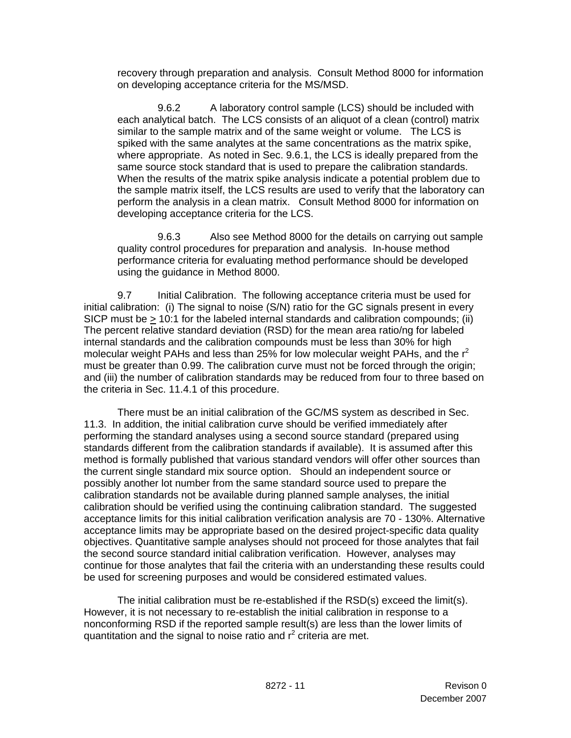recovery through preparation and analysis. Consult Method 8000 for information on developing acceptance criteria for the MS/MSD.

9.6.2 A laboratory control sample (LCS) should be included with each analytical batch. The LCS consists of an aliquot of a clean (control) matrix similar to the sample matrix and of the same weight or volume. The LCS is spiked with the same analytes at the same concentrations as the matrix spike, where appropriate. As noted in Sec. 9.6.1, the LCS is ideally prepared from the same source stock standard that is used to prepare the calibration standards. When the results of the matrix spike analysis indicate a potential problem due to the sample matrix itself, the LCS results are used to verify that the laboratory can perform the analysis in a clean matrix. Consult Method 8000 for information on developing acceptance criteria for the LCS.

9.6.3 Also see Method 8000 for the details on carrying out sample quality control procedures for preparation and analysis. In-house method performance criteria for evaluating method performance should be developed using the guidance in Method 8000.

9.7 Initial Calibration. The following acceptance criteria must be used for initial calibration: (i) The signal to noise (S/N) ratio for the GC signals present in every SICP must be $\geq$ 10:1 for the labeled internal standards and calibration compounds; (ii) The percent relative standard deviation (RSD) for the mean area ratio/ng for labeled internal standards and the calibration compounds must be less than 30% for high molecular weight PAHs and less than 25% for low molecular weight PAHs, and the $r^2$ must be greater than 0.99. The calibration curve must not be forced through the origin; and (iii) the number of calibration standards may be reduced from four to three based on the criteria in Sec. 11.4.1 of this procedure.

There must be an initial calibration of the GC/MS system as described in Sec. 11.3. In addition, the initial calibration curve should be verified immediately after performing the standard analyses using a second source standard (prepared using standards different from the calibration standards if available). It is assumed after this method is formally published that various standard vendors will offer other sources than the current single standard mix source option. Should an independent source or possibly another lot number from the same standard source used to prepare the calibration standards not be available during planned sample analyses, the initial calibration should be verified using the continuing calibration standard. The suggested acceptance limits for this initial calibration verification analysis are 70 - 130%. Alternative acceptance limits may be appropriate based on the desired project-specific data quality objectives. Quantitative sample analyses should not proceed for those analytes that fail the second source standard initial calibration verification. However, analyses may continue for those analytes that fail the criteria with an understanding these results could be used for screening purposes and would be considered estimated values.

The initial calibration must be re-established if the RSD(s) exceed the limit(s). However, it is not necessary to re-establish the initial calibration in response to a nonconforming RSD if the reported sample result(s) are less than the lower limits of quantitation and the signal to noise ratio and $r^2$ criteria are met.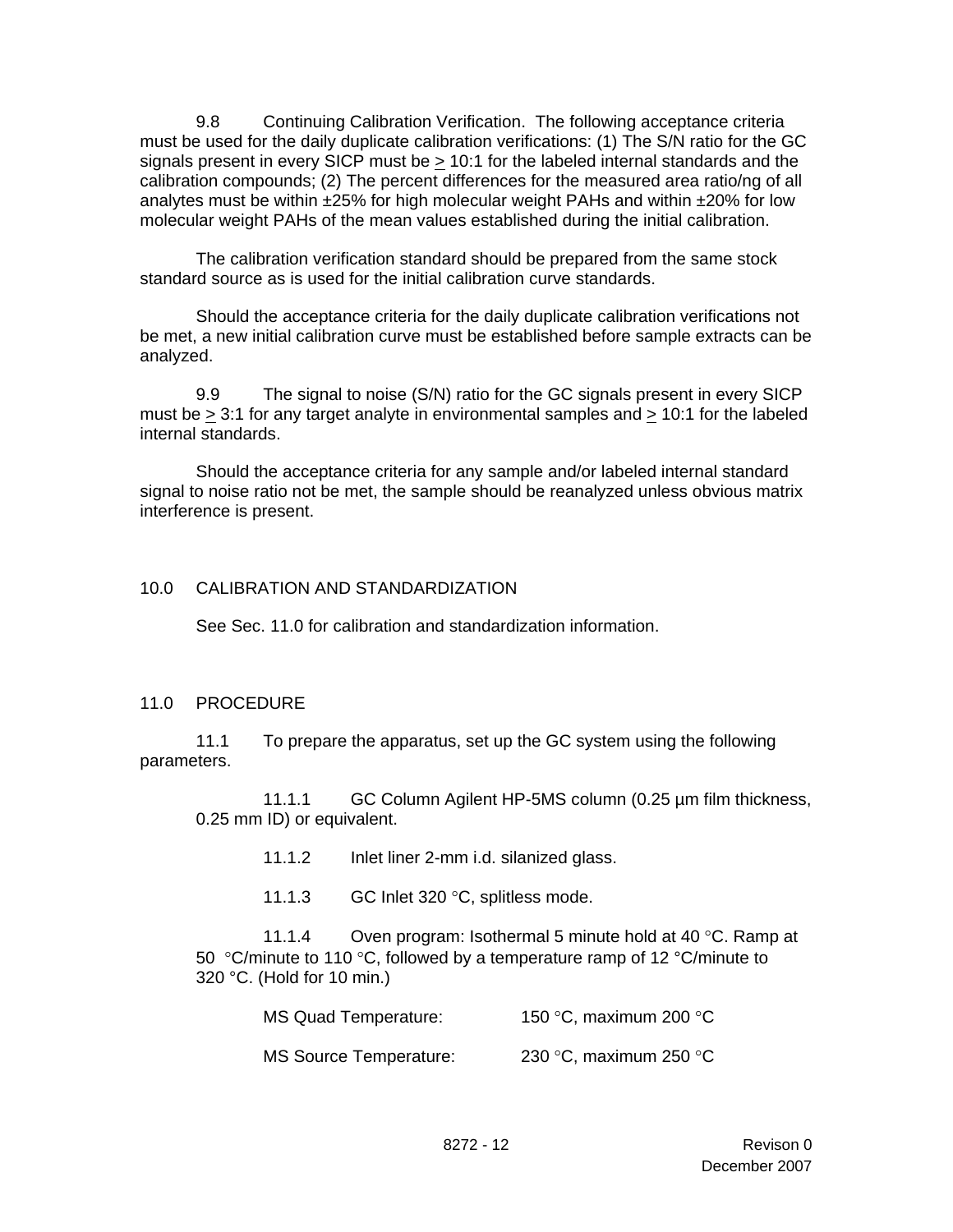9.8 Continuing Calibration Verification. The following acceptance criteria must be used for the daily duplicate calibration verifications: (1) The S/N ratio for the GC signals present in every SICP must be $\geq$ 10:1 for the labeled internal standards and the calibration compounds; (2) The percent differences for the measured area ratio/ng of all analytes must be within ±25% for high molecular weight PAHs and within ±20% for low molecular weight PAHs of the mean values established during the initial calibration.

The calibration verification standard should be prepared from the same stock standard source as is used for the initial calibration curve standards.

Should the acceptance criteria for the daily duplicate calibration verifications not be met, a new initial calibration curve must be established before sample extracts can be analyzed.

9.9 The signal to noise (S/N) ratio for the GC signals present in every SICP must be $\geq$ 3:1 for any target analyte in environmental samples and $\geq$ 10:1 for the labeled internal standards.

Should the acceptance criteria for any sample and/or labeled internal standard signal to noise ratio not be met, the sample should be reanalyzed unless obvious matrix interference is present.

## 10.0 CALIBRATION AND STANDARDIZATION

See Sec. 11.0 for calibration and standardization information.

## 11.0 PROCEDURE

11.1 To prepare the apparatus, set up the GC system using the following parameters.

11.1.1 GC Column Agilent HP-5MS column (0.25 µm film thickness, 0.25 mm ID) or equivalent.

11.1.2 Inlet liner 2-mm i.d. silanized glass.

11.1.3 GC Inlet 320 °C, splitless mode.

11.1.4 Oven program: Isothermal 5 minute hold at 40 °C. Ramp at 50 °C/minute to 110 °C, followed by a temperature ramp of 12 °C/minute to 320 °C. (Hold for 10 min.)

MS Quad Temperature: 150 °C, maximum 200 °C

MS Source Temperature: 230 °C, maximum 250 °C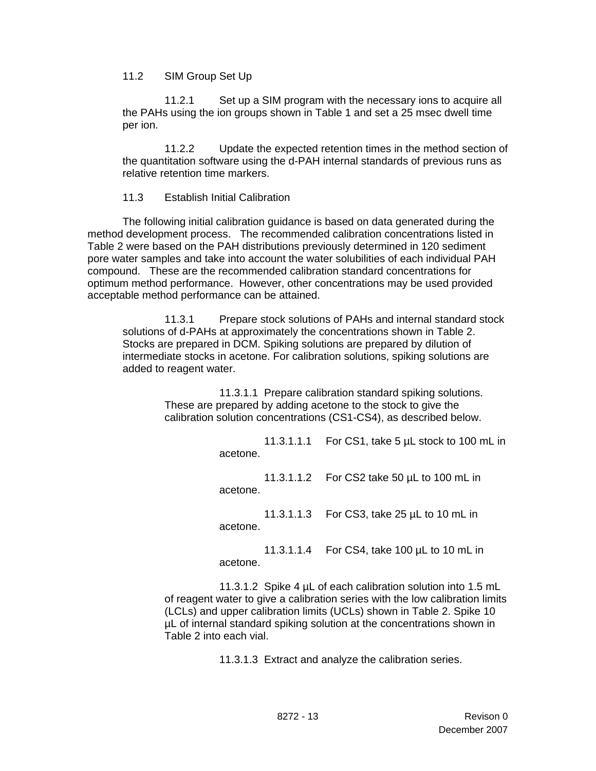11.2 SIM Group Set Up

11.2.1 Set up a SIM program with the necessary ions to acquire all the PAHs using the ion groups shown in Table 1 and set a 25 msec dwell time per ion.

11.2.2 Update the expected retention times in the method section of the quantitation software using the d-PAH internal standards of previous runs as relative retention time markers.

11.3 Establish Initial Calibration

The following initial calibration guidance is based on data generated during the method development process. The recommended calibration concentrations listed in Table 2 were based on the PAH distributions previously determined in 120 sediment pore water samples and take into account the water solubilities of each individual PAH compound. These are the recommended calibration standard concentrations for optimum method performance. However, other concentrations may be used provided acceptable method performance can be attained.

11.3.1 Prepare stock solutions of PAHs and internal standard stock solutions of d-PAHs at approximately the concentrations shown in Table 2. Stocks are prepared in DCM. Spiking solutions are prepared by dilution of intermediate stocks in acetone. For calibration solutions, spiking solutions are added to reagent water.

11.3.1.1 Prepare calibration standard spiking solutions. These are prepared by adding acetone to the stock to give the calibration solution concentrations (CS1-CS4), as described below.

11.3.1.1.1 For CS1, take 5 µL stock to 100 mL in acetone.

11.3.1.1.2 For CS2 take 50 µL to 100 mL in acetone.

11.3.1.1.3 For CS3, take 25 µL to 10 mL in acetone.

11.3.1.1.4 For CS4, take 100 µL to 10 mL in acetone.

11.3.1.2 Spike 4 µL of each calibration solution into 1.5 mL of reagent water to give a calibration series with the low calibration limits (LCLs) and upper calibration limits (UCLs) shown in Table 2. Spike 10 µL of internal standard spiking solution at the concentrations shown in Table 2 into each vial.

11.3.1.3 Extract and analyze the calibration series.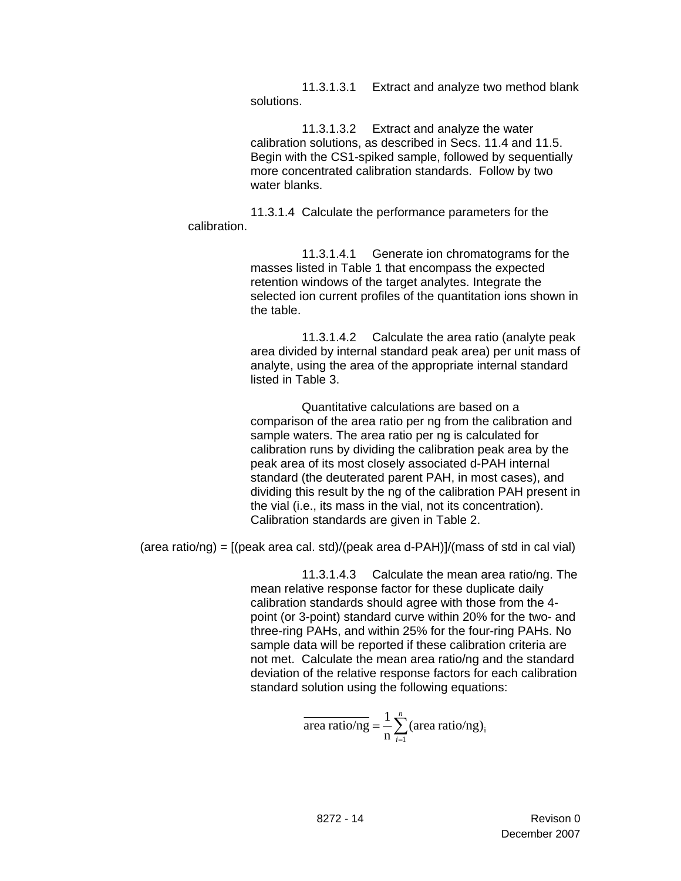11.3.1.3.1 Extract and analyze two method blank solutions.

11.3.1.3.2 Extract and analyze the water calibration solutions, as described in Secs. 11.4 and 11.5. Begin with the CS1-spiked sample, followed by sequentially more concentrated calibration standards. Follow by two water blanks.

11.3.1.4 Calculate the performance parameters for the calibration.

11.3.1.4.1 Generate ion chromatograms for the masses listed in Table 1 that encompass the expected retention windows of the target analytes. Integrate the selected ion current profiles of the quantitation ions shown in the table.

11.3.1.4.2 Calculate the area ratio (analyte peak area divided by internal standard peak area) per unit mass of analyte, using the area of the appropriate internal standard listed in Table 3.

Quantitative calculations are based on a comparison of the area ratio per ng from the calibration and sample waters. The area ratio per ng is calculated for calibration runs by dividing the calibration peak area by the peak area of its most closely associated d-PAH internal standard (the deuterated parent PAH, in most cases), and dividing this result by the ng of the calibration PAH present in the vial (i.e., its mass in the vial, not its concentration). Calibration standards are given in Table 2.

(area ratio/ng) = [(peak area cal. std)/(peak area d-PAH)]/(mass of std in cal vial)

11.3.1.4.3 Calculate the mean area ratio/ng. The mean relative response factor for these duplicate daily calibration standards should agree with those from the 4-point (or 3-point) standard curve within 20% for the two- and three-ring PAHs, and within 25% for the four-ring PAHs. No sample data will be reported if these calibration criteria are not met. Calculate the mean area ratio/ng and the standard deviation of the relative response factors for each calibration standard solution using the following equations:

$$\overline{\text{area ratio/ng}} = \frac{1}{\text{n}}\sum_{i=1}^{n}(\text{area ratio/ng})_{\text{i}}$$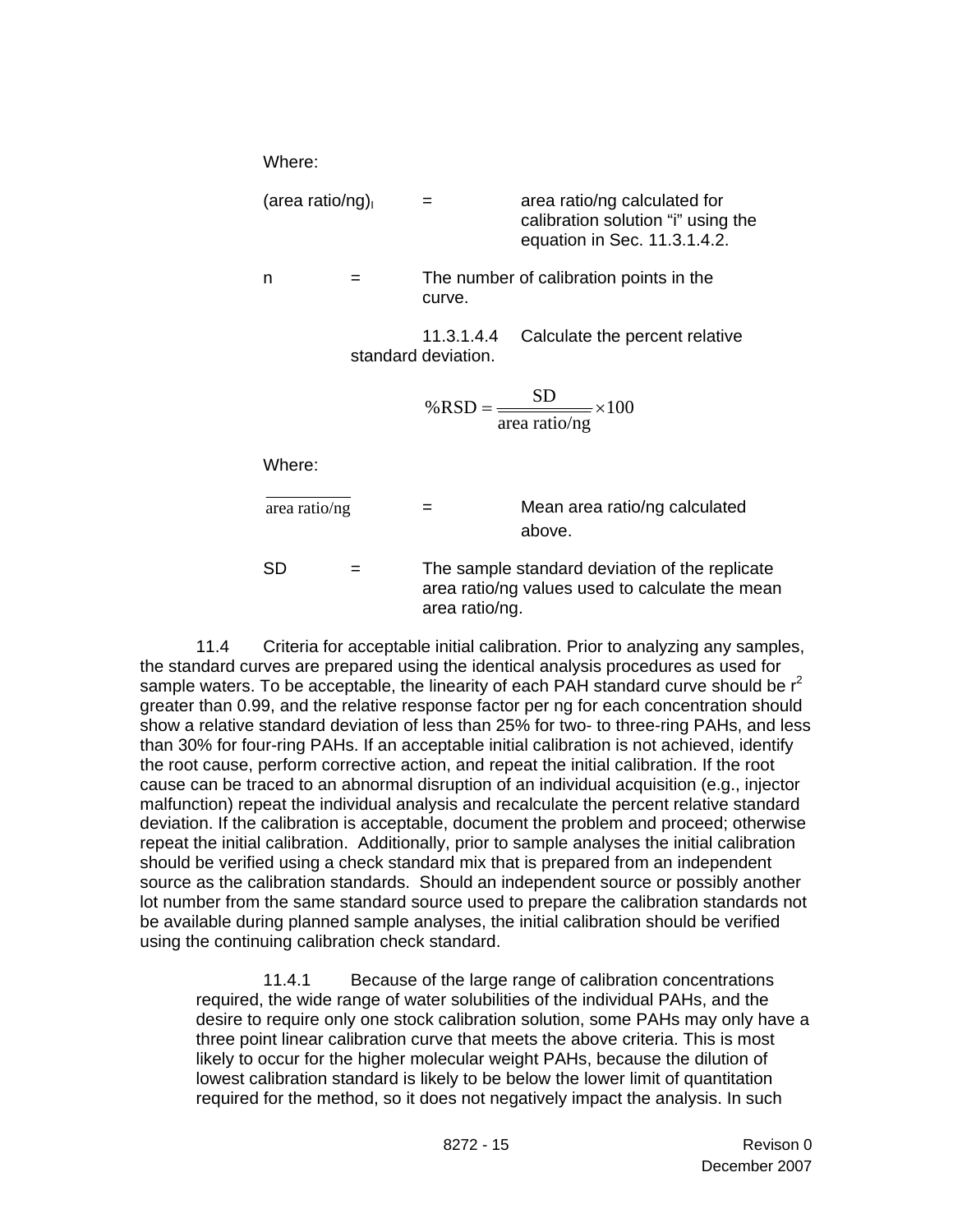Where:

$(\text{area ratio/ng})_i$ = area ratio/ng calculated for calibration solution "i" using the equation in Sec. 11.3.1.4.2.

n = The number of calibration points in the curve.

11.3.1.4.4 Calculate the percent relative standard deviation.

$$\%RSD = \frac{SD}{\overline{\text{area ratio/ng}}} \times 100$$

Where:

$\overline{\text{area ratio/ng}}$ = Mean area ratio/ng calculated above.

SD = The sample standard deviation of the replicate area ratio/ng values used to calculate the mean area ratio/ng.

11.4 Criteria for acceptable initial calibration. Prior to analyzing any samples, the standard curves are prepared using the identical analysis procedures as used for sample waters. To be acceptable, the linearity of each PAH standard curve should be $r^2$ greater than 0.99, and the relative response factor per ng for each concentration should show a relative standard deviation of less than 25% for two- to three-ring PAHs, and less than 30% for four-ring PAHs. If an acceptable initial calibration is not achieved, identify the root cause, perform corrective action, and repeat the initial calibration. If the root cause can be traced to an abnormal disruption of an individual acquisition (e.g., injector malfunction) repeat the individual analysis and recalculate the percent relative standard deviation. If the calibration is acceptable, document the problem and proceed; otherwise repeat the initial calibration. Additionally, prior to sample analyses the initial calibration should be verified using a check standard mix that is prepared from an independent source as the calibration standards. Should an independent source or possibly another lot number from the same standard source used to prepare the calibration standards not be available during planned sample analyses, the initial calibration should be verified using the continuing calibration check standard.

11.4.1 Because of the large range of calibration concentrations required, the wide range of water solubilities of the individual PAHs, and the desire to require only one stock calibration solution, some PAHs may only have a three point linear calibration curve that meets the above criteria. This is most likely to occur for the higher molecular weight PAHs, because the dilution of lowest calibration standard is likely to be below the lower limit of quantitation required for the method, so it does not negatively impact the analysis. In such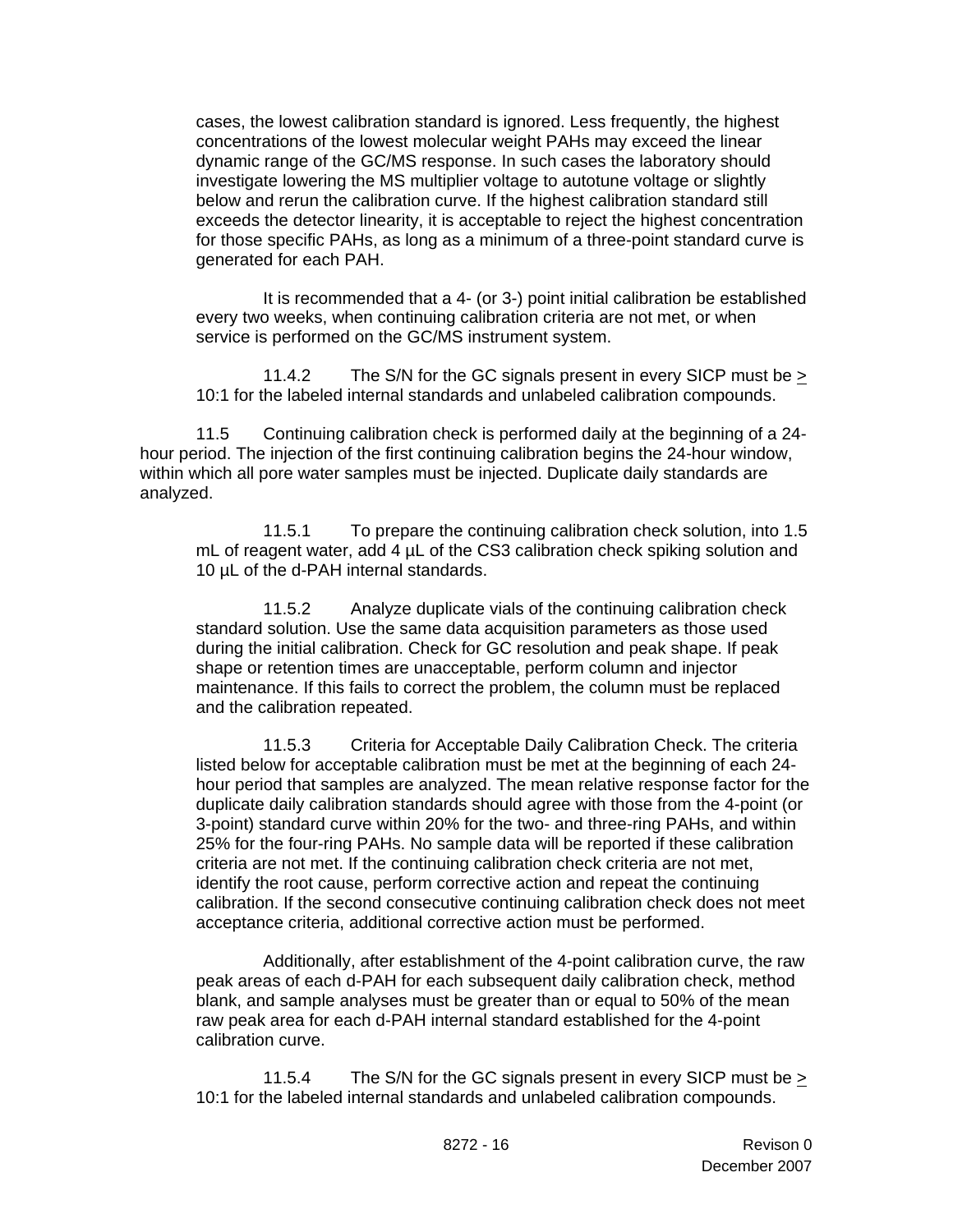cases, the lowest calibration standard is ignored. Less frequently, the highest concentrations of the lowest molecular weight PAHs may exceed the linear dynamic range of the GC/MS response. In such cases the laboratory should investigate lowering the MS multiplier voltage to autotune voltage or slightly below and rerun the calibration curve. If the highest calibration standard still exceeds the detector linearity, it is acceptable to reject the highest concentration for those specific PAHs, as long as a minimum of a three-point standard curve is generated for each PAH.

It is recommended that a 4- (or 3-) point initial calibration be established every two weeks, when continuing calibration criteria are not met, or when service is performed on the GC/MS instrument system.

11.4.2 The S/N for the GC signals present in every SICP must be $\geq$ 10:1 for the labeled internal standards and unlabeled calibration compounds.

11.5 Continuing calibration check is performed daily at the beginning of a 24-hour period. The injection of the first continuing calibration begins the 24-hour window, within which all pore water samples must be injected. Duplicate daily standards are analyzed.

11.5.1 To prepare the continuing calibration check solution, into 1.5 mL of reagent water, add 4 µL of the CS3 calibration check spiking solution and 10 µL of the d-PAH internal standards.

11.5.2 Analyze duplicate vials of the continuing calibration check standard solution. Use the same data acquisition parameters as those used during the initial calibration. Check for GC resolution and peak shape. If peak shape or retention times are unacceptable, perform column and injector maintenance. If this fails to correct the problem, the column must be replaced and the calibration repeated.

11.5.3 Criteria for Acceptable Daily Calibration Check. The criteria listed below for acceptable calibration must be met at the beginning of each 24-hour period that samples are analyzed. The mean relative response factor for the duplicate daily calibration standards should agree with those from the 4-point (or 3-point) standard curve within 20% for the two- and three-ring PAHs, and within 25% for the four-ring PAHs. No sample data will be reported if these calibration criteria are not met. If the continuing calibration check criteria are not met, identify the root cause, perform corrective action and repeat the continuing calibration. If the second consecutive continuing calibration check does not meet acceptance criteria, additional corrective action must be performed.

Additionally, after establishment of the 4-point calibration curve, the raw peak areas of each d-PAH for each subsequent daily calibration check, method blank, and sample analyses must be greater than or equal to 50% of the mean raw peak area for each d-PAH internal standard established for the 4-point calibration curve.

11.5.4 The S/N for the GC signals present in every SICP must be $\geq$ 10:1 for the labeled internal standards and unlabeled calibration compounds.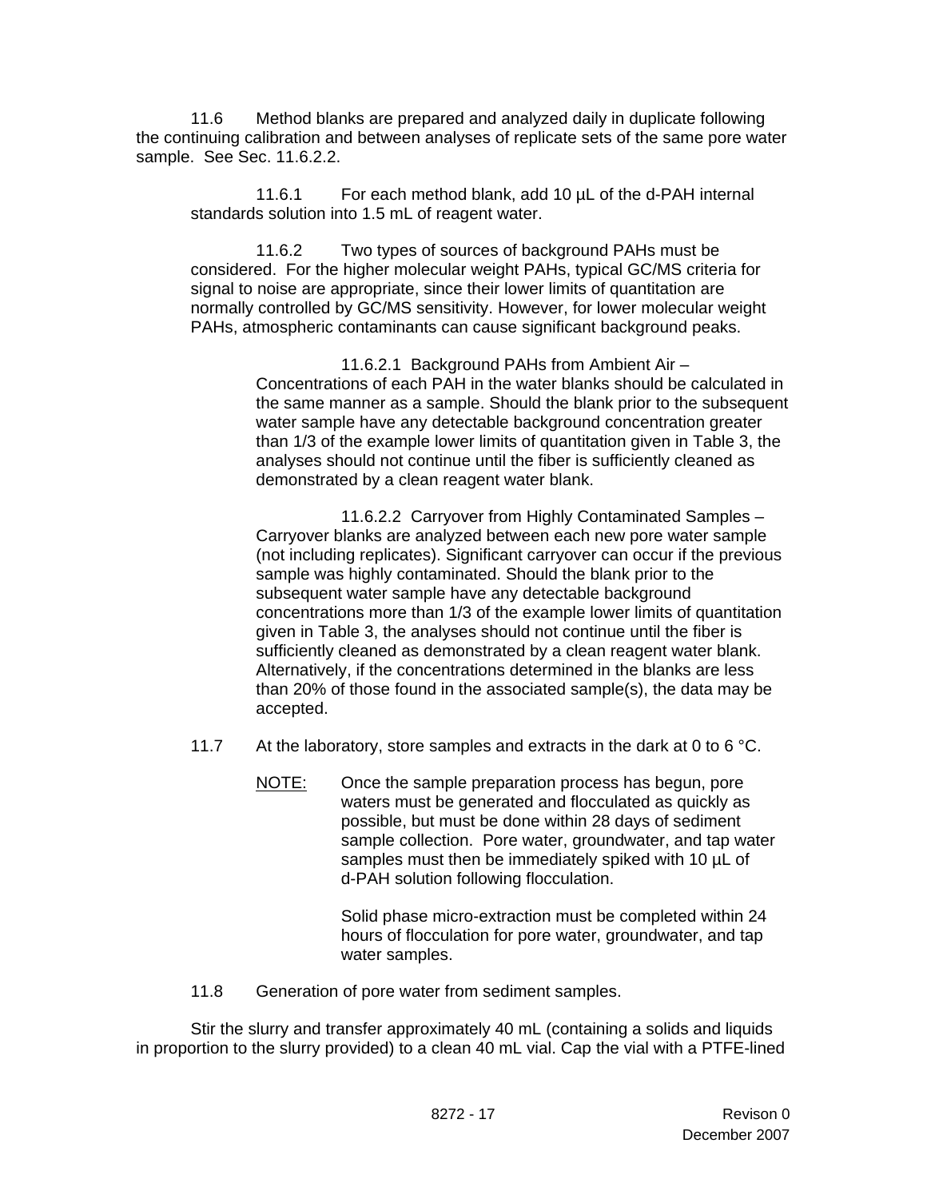11.6 Method blanks are prepared and analyzed daily in duplicate following the continuing calibration and between analyses of replicate sets of the same pore water sample. See Sec. 11.6.2.2.

11.6.1 For each method blank, add 10 µL of the d-PAH internal standards solution into 1.5 mL of reagent water.

11.6.2 Two types of sources of background PAHs must be considered. For the higher molecular weight PAHs, typical GC/MS criteria for signal to noise are appropriate, since their lower limits of quantitation are normally controlled by GC/MS sensitivity. However, for lower molecular weight PAHs, atmospheric contaminants can cause significant background peaks.

11.6.2.1 Background PAHs from Ambient Air – Concentrations of each PAH in the water blanks should be calculated in the same manner as a sample. Should the blank prior to the subsequent water sample have any detectable background concentration greater than 1/3 of the example lower limits of quantitation given in Table 3, the analyses should not continue until the fiber is sufficiently cleaned as demonstrated by a clean reagent water blank.

11.6.2.2 Carryover from Highly Contaminated Samples – Carryover blanks are analyzed between each new pore water sample (not including replicates). Significant carryover can occur if the previous sample was highly contaminated. Should the blank prior to the subsequent water sample have any detectable background concentrations more than 1/3 of the example lower limits of quantitation given in Table 3, the analyses should not continue until the fiber is sufficiently cleaned as demonstrated by a clean reagent water blank. Alternatively, if the concentrations determined in the blanks are less than 20% of those found in the associated sample(s), the data may be accepted.

11.7 At the laboratory, store samples and extracts in the dark at 0 to 6 °C.

NOTE: Once the sample preparation process has begun, pore waters must be generated and flocculated as quickly as possible, but must be done within 28 days of sediment sample collection. Pore water, groundwater, and tap water samples must then be immediately spiked with 10 µL of d-PAH solution following flocculation.

Solid phase micro-extraction must be completed within 24 hours of flocculation for pore water, groundwater, and tap water samples.

11.8 Generation of pore water from sediment samples.

Stir the slurry and transfer approximately 40 mL (containing a solids and liquids in proportion to the slurry provided) to a clean 40 mL vial. Cap the vial with a PTFE-lined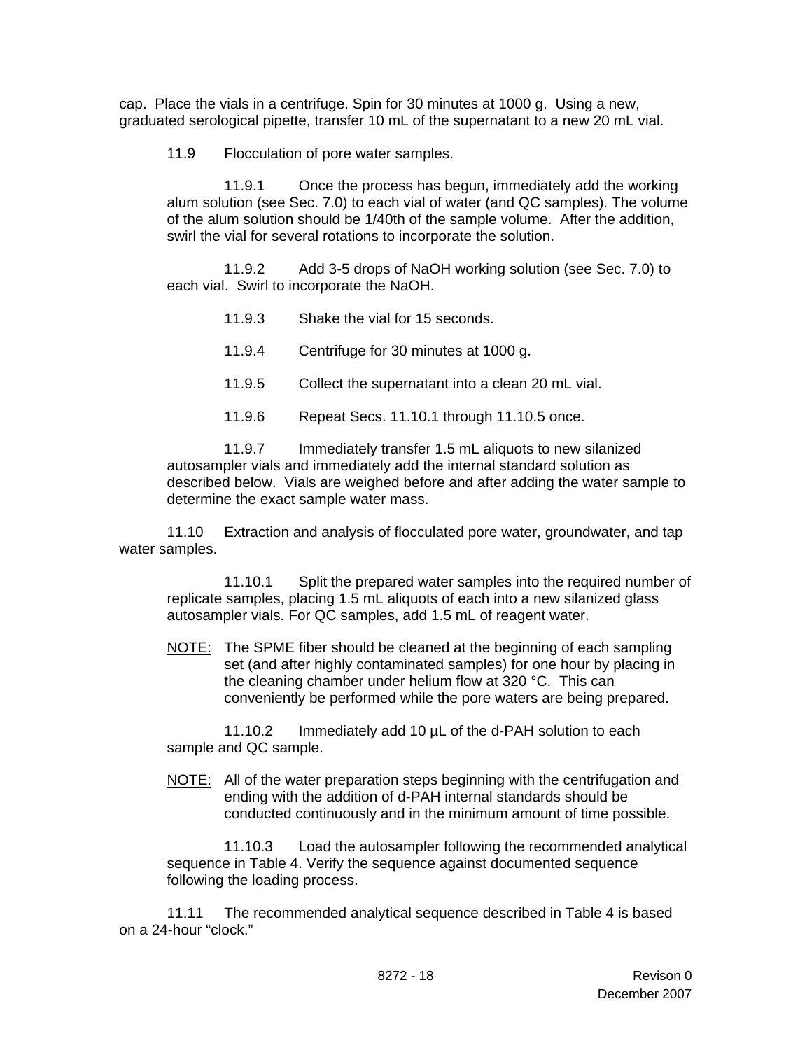cap. Place the vials in a centrifuge. Spin for 30 minutes at 1000 g. Using a new, graduated serological pipette, transfer 10 mL of the supernatant to a new 20 mL vial.

11.9 Flocculation of pore water samples.

11.9.1 Once the process has begun, immediately add the working alum solution (see Sec. 7.0) to each vial of water (and QC samples). The volume of the alum solution should be 1/40th of the sample volume. After the addition, swirl the vial for several rotations to incorporate the solution.

11.9.2 Add 3-5 drops of NaOH working solution (see Sec. 7.0) to each vial. Swirl to incorporate the NaOH.

11.9.3 Shake the vial for 15 seconds.

11.9.4 Centrifuge for 30 minutes at 1000 g.

11.9.5 Collect the supernatant into a clean 20 mL vial.

11.9.6 Repeat Secs. 11.10.1 through 11.10.5 once.

11.9.7 Immediately transfer 1.5 mL aliquots to new silanized autosampler vials and immediately add the internal standard solution as described below. Vials are weighed before and after adding the water sample to determine the exact sample water mass.

11.10 Extraction and analysis of flocculated pore water, groundwater, and tap water samples.

11.10.1 Split the prepared water samples into the required number of replicate samples, placing 1.5 mL aliquots of each into a new silanized glass autosampler vials. For QC samples, add 1.5 mL of reagent water.

NOTE: The SPME fiber should be cleaned at the beginning of each sampling set (and after highly contaminated samples) for one hour by placing in the cleaning chamber under helium flow at 320 °C. This can conveniently be performed while the pore waters are being prepared.

11.10.2 Immediately add 10 µL of the d-PAH solution to each sample and QC sample.

NOTE: All of the water preparation steps beginning with the centrifugation and ending with the addition of d-PAH internal standards should be conducted continuously and in the minimum amount of time possible.

11.10.3 Load the autosampler following the recommended analytical sequence in Table 4. Verify the sequence against documented sequence following the loading process.

11.11 The recommended analytical sequence described in Table 4 is based on a 24-hour "clock."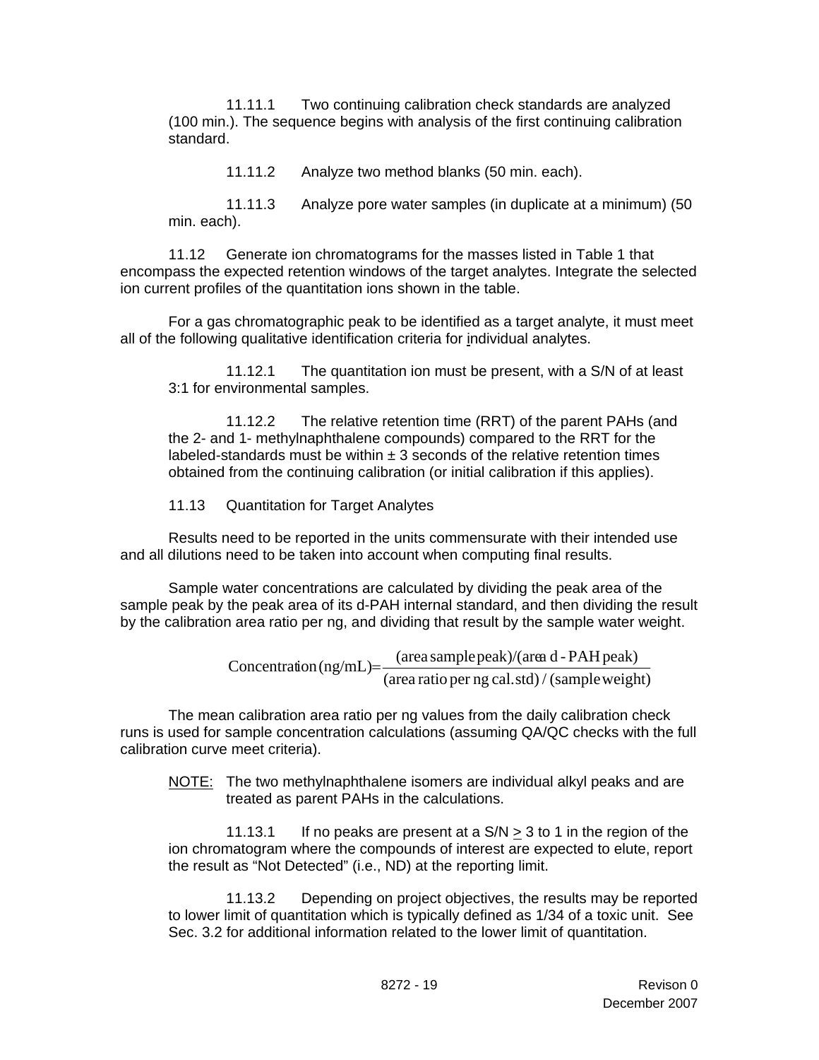11.11.1 Two continuing calibration check standards are analyzed (100 min.). The sequence begins with analysis of the first continuing calibration standard.

11.11.2 Analyze two method blanks (50 min. each).

11.11.3 Analyze pore water samples (in duplicate at a minimum) (50 min. each).

11.12 Generate ion chromatograms for the masses listed in Table 1 that encompass the expected retention windows of the target analytes. Integrate the selected ion current profiles of the quantitation ions shown in the table.

For a gas chromatographic peak to be identified as a target analyte, it must meet all of the following qualitative identification criteria for individual analytes.

11.12.1 The quantitation ion must be present, with a S/N of at least 3:1 for environmental samples.

11.12.2 The relative retention time (RRT) of the parent PAHs (and the 2- and 1- methylnaphthalene compounds) compared to the RRT for the labeled-standards must be within ± 3 seconds of the relative retention times obtained from the continuing calibration (or initial calibration if this applies).

11.13 Quantitation for Target Analytes

Results need to be reported in the units commensurate with their intended use and all dilutions need to be taken into account when computing final results.

Sample water concentrations are calculated by dividing the peak area of the sample peak by the peak area of its d-PAH internal standard, and then dividing the result by the calibration area ratio per ng, and dividing that result by the sample water weight.

$$\text{Concentration (ng/mL)} = \frac{(\text{area sample peak})/(\text{area d-PAH peak})}{(\text{area ratio per ng cal.std})\,/\,(\text{sample weight})}$$

The mean calibration area ratio per ng values from the daily calibration check runs is used for sample concentration calculations (assuming QA/QC checks with the full calibration curve meet criteria).

NOTE: The two methylnaphthalene isomers are individual alkyl peaks and are treated as parent PAHs in the calculations.

11.13.1 If no peaks are present at a S/N $\geq$ 3 to 1 in the region of the ion chromatogram where the compounds of interest are expected to elute, report the result as "Not Detected" (i.e., ND) at the reporting limit.

11.13.2 Depending on project objectives, the results may be reported to lower limit of quantitation which is typically defined as 1/34 of a toxic unit. See Sec. 3.2 for additional information related to the lower limit of quantitation.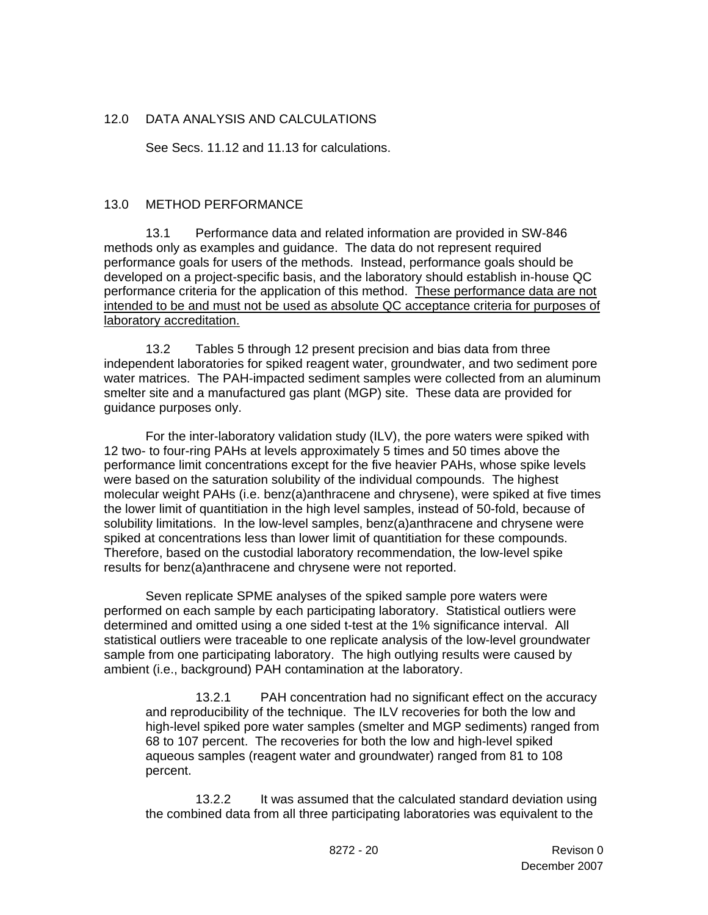## 12.0 DATA ANALYSIS AND CALCULATIONS

See Secs. 11.12 and 11.13 for calculations.

## 13.0 METHOD PERFORMANCE

13.1 Performance data and related information are provided in SW-846 methods only as examples and guidance. The data do not represent required performance goals for users of the methods. Instead, performance goals should be developed on a project-specific basis, and the laboratory should establish in-house QC performance criteria for the application of this method. <u>These performance data are not intended to be and must not be used as absolute QC acceptance criteria for purposes of laboratory accreditation.</u>

13.2 Tables 5 through 12 present precision and bias data from three independent laboratories for spiked reagent water, groundwater, and two sediment pore water matrices. The PAH-impacted sediment samples were collected from an aluminum smelter site and a manufactured gas plant (MGP) site. These data are provided for guidance purposes only.

For the inter-laboratory validation study (ILV), the pore waters were spiked with 12 two- to four-ring PAHs at levels approximately 5 times and 50 times above the performance limit concentrations except for the five heavier PAHs, whose spike levels were based on the saturation solubility of the individual compounds. The highest molecular weight PAHs (i.e. benz(a)anthracene and chrysene), were spiked at five times the lower limit of quantitiation in the high level samples, instead of 50-fold, because of solubility limitations. In the low-level samples, benz(a)anthracene and chrysene were spiked at concentrations less than lower limit of quantitiation for these compounds. Therefore, based on the custodial laboratory recommendation, the low-level spike results for benz(a)anthracene and chrysene were not reported.

Seven replicate SPME analyses of the spiked sample pore waters were performed on each sample by each participating laboratory. Statistical outliers were determined and omitted using a one sided t-test at the 1% significance interval. All statistical outliers were traceable to one replicate analysis of the low-level groundwater sample from one participating laboratory. The high outlying results were caused by ambient (i.e., background) PAH contamination at the laboratory.

13.2.1 PAH concentration had no significant effect on the accuracy and reproducibility of the technique. The ILV recoveries for both the low and high-level spiked pore water samples (smelter and MGP sediments) ranged from 68 to 107 percent. The recoveries for both the low and high-level spiked aqueous samples (reagent water and groundwater) ranged from 81 to 108 percent.

13.2.2 It was assumed that the calculated standard deviation using the combined data from all three participating laboratories was equivalent to the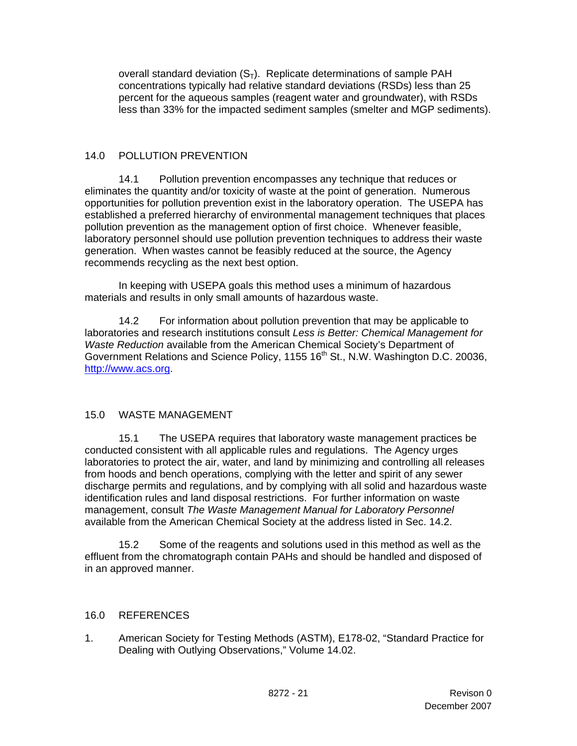overall standard deviation ($S_T$). Replicate determinations of sample PAH concentrations typically had relative standard deviations (RSDs) less than 25 percent for the aqueous samples (reagent water and groundwater), with RSDs less than 33% for the impacted sediment samples (smelter and MGP sediments).

## 14.0 POLLUTION PREVENTION

14.1 Pollution prevention encompasses any technique that reduces or eliminates the quantity and/or toxicity of waste at the point of generation. Numerous opportunities for pollution prevention exist in the laboratory operation. The USEPA has established a preferred hierarchy of environmental management techniques that places pollution prevention as the management option of first choice. Whenever feasible, laboratory personnel should use pollution prevention techniques to address their waste generation. When wastes cannot be feasibly reduced at the source, the Agency recommends recycling as the next best option.

In keeping with USEPA goals this method uses a minimum of hazardous materials and results in only small amounts of hazardous waste.

14.2 For information about pollution prevention that may be applicable to laboratories and research institutions consult *Less is Better: Chemical Management for Waste Reduction* available from the American Chemical Society's Department of Government Relations and Science Policy, 1155 16th St., N.W. Washington D.C. 20036, http://www.acs.org.

## 15.0 WASTE MANAGEMENT

15.1 The USEPA requires that laboratory waste management practices be conducted consistent with all applicable rules and regulations. The Agency urges laboratories to protect the air, water, and land by minimizing and controlling all releases from hoods and bench operations, complying with the letter and spirit of any sewer discharge permits and regulations, and by complying with all solid and hazardous waste identification rules and land disposal restrictions. For further information on waste management, consult *The Waste Management Manual for Laboratory Personnel* available from the American Chemical Society at the address listed in Sec. 14.2.

15.2 Some of the reagents and solutions used in this method as well as the effluent from the chromatograph contain PAHs and should be handled and disposed of in an approved manner.

## 16.0 REFERENCES

1. American Society for Testing Methods (ASTM), E178-02, "Standard Practice for Dealing with Outlying Observations," Volume 14.02.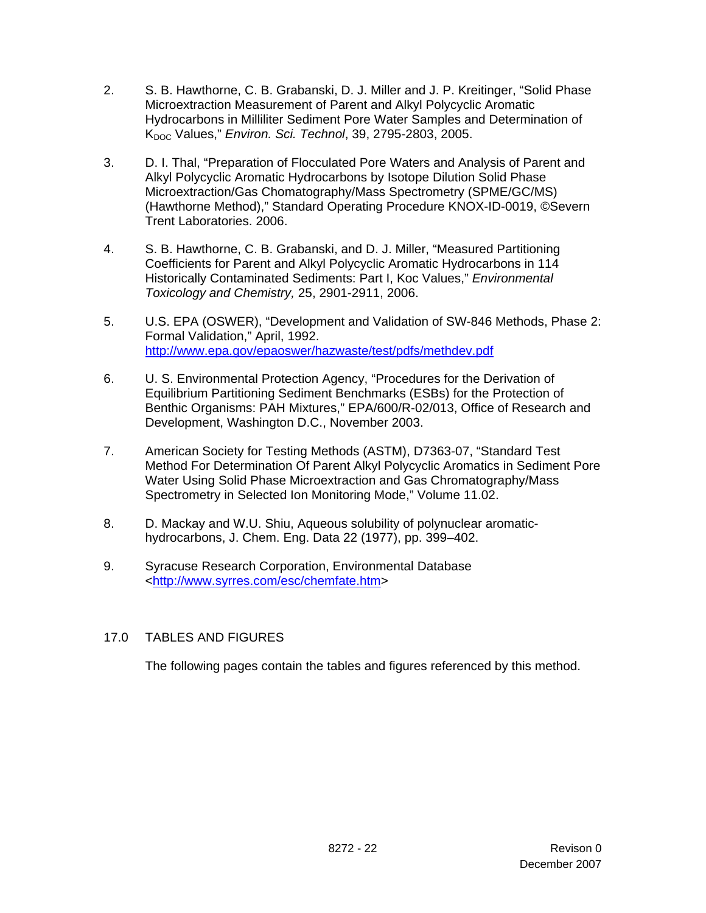2. S. B. Hawthorne, C. B. Grabanski, D. J. Miller and J. P. Kreitinger, "Solid Phase Microextraction Measurement of Parent and Alkyl Polycyclic Aromatic Hydrocarbons in Milliliter Sediment Pore Water Samples and Determination of $K_{DOC}$ Values," *Environ. Sci. Technol*, 39, 2795-2803, 2005.

3. D. I. Thal, "Preparation of Flocculated Pore Waters and Analysis of Parent and Alkyl Polycyclic Aromatic Hydrocarbons by Isotope Dilution Solid Phase Microextraction/Gas Chomatography/Mass Spectrometry (SPME/GC/MS) (Hawthorne Method)," Standard Operating Procedure KNOX-ID-0019, ©Severn Trent Laboratories. 2006.

4. S. B. Hawthorne, C. B. Grabanski, and D. J. Miller, "Measured Partitioning Coefficients for Parent and Alkyl Polycyclic Aromatic Hydrocarbons in 114 Historically Contaminated Sediments: Part I, Koc Values," *Environmental Toxicology and Chemistry,* 25, 2901-2911, 2006.

5. U.S. EPA (OSWER), "Development and Validation of SW-846 Methods, Phase 2: Formal Validation," April, 1992. http://www.epa.gov/epaoswer/hazwaste/test/pdfs/methdev.pdf

6. U. S. Environmental Protection Agency, "Procedures for the Derivation of Equilibrium Partitioning Sediment Benchmarks (ESBs) for the Protection of Benthic Organisms: PAH Mixtures," EPA/600/R-02/013, Office of Research and Development, Washington D.C., November 2003.

7. American Society for Testing Methods (ASTM), D7363-07, "Standard Test Method For Determination Of Parent Alkyl Polycyclic Aromatics in Sediment Pore Water Using Solid Phase Microextraction and Gas Chromatography/Mass Spectrometry in Selected Ion Monitoring Mode," Volume 11.02.

8. D. Mackay and W.U. Shiu, Aqueous solubility of polynuclear aromatic-hydrocarbons, J. Chem. Eng. Data 22 (1977), pp. 399–402.

9. Syracuse Research Corporation, Environmental Database <http://www.syrres.com/esc/chemfate.htm>

## 17.0 TABLES AND FIGURES

The following pages contain the tables and figures referenced by this method.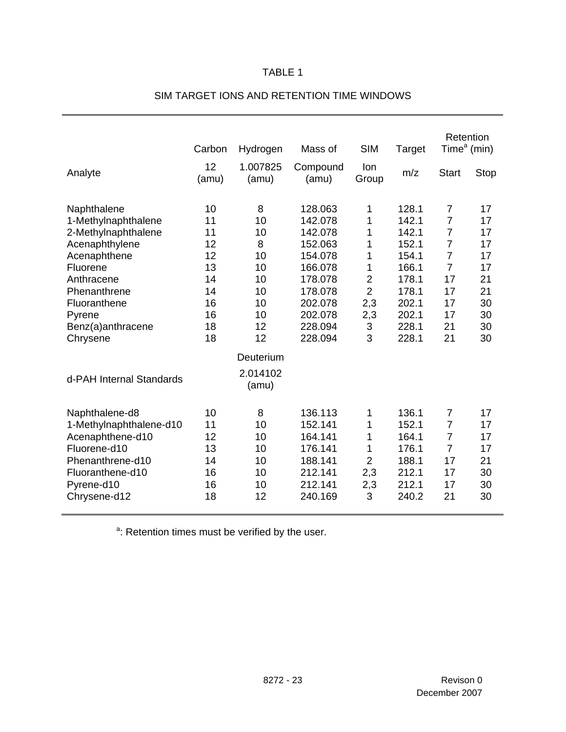TABLE 1

SIM TARGET IONS AND RETENTION TIME WINDOWS

| Analyte | Carbon 12 (amu) | Hydrogen 1.007825 (amu) | Mass of Compound (amu) | SIM Ion Group | Target m/z | Retention Time[a] (min) Start | Stop |
|---|---|---|---|---|---|---|---|
| Naphthalene | 10 | 8 | 128.063 | 1 | 128.1 | 7 | 17 |
| 1-Methylnaphthalene | 11 | 10 | 142.078 | 1 | 142.1 | 7 | 17 |
| 2-Methylnaphthalene | 11 | 10 | 142.078 | 1 | 142.1 | 7 | 17 |
| Acenaphthylene | 12 | 8 | 152.063 | 1 | 152.1 | 7 | 17 |
| Acenaphthene | 12 | 10 | 154.078 | 1 | 154.1 | 7 | 17 |
| Fluorene | 13 | 10 | 166.078 | 1 | 166.1 | 7 | 17 |
| Anthracene | 14 | 10 | 178.078 | 2 | 178.1 | 17 | 21 |
| Phenanthrene | 14 | 10 | 178.078 | 2 | 178.1 | 17 | 21 |
| Fluoranthene | 16 | 10 | 202.078 | 2,3 | 202.1 | 17 | 30 |
| Pyrene | 16 | 10 | 202.078 | 2,3 | 202.1 | 17 | 30 |
| Benz(a)anthracene | 18 | 12 | 228.094 | 3 | 228.1 | 21 | 30 |
| Chrysene | 18 | 12 | 228.094 | 3 | 228.1 | 21 | 30 |
| d-PAH Internal Standards | | Deuterium 2.014102 (amu) | | | | | |
| Naphthalene-d8 | 10 | 8 | 136.113 | 1 | 136.1 | 7 | 17 |
| 1-Methylnaphthalene-d10 | 11 | 10 | 152.141 | 1 | 152.1 | 7 | 17 |
| Acenaphthene-d10 | 12 | 10 | 164.141 | 1 | 164.1 | 7 | 17 |
| Fluorene-d10 | 13 | 10 | 176.141 | 1 | 176.1 | 7 | 17 |
| Phenanthrene-d10 | 14 | 10 | 188.141 | 2 | 188.1 | 17 | 21 |
| Fluoranthene-d10 | 16 | 10 | 212.141 | 2,3 | 212.1 | 17 | 30 |
| Pyrene-d10 | 16 | 10 | 212.141 | 2,3 | 212.1 | 17 | 30 |
| Chrysene-d12 | 18 | 12 | 240.169 | 3 | 240.2 | 21 | 30 |

[a]: Retention times must be verified by the user.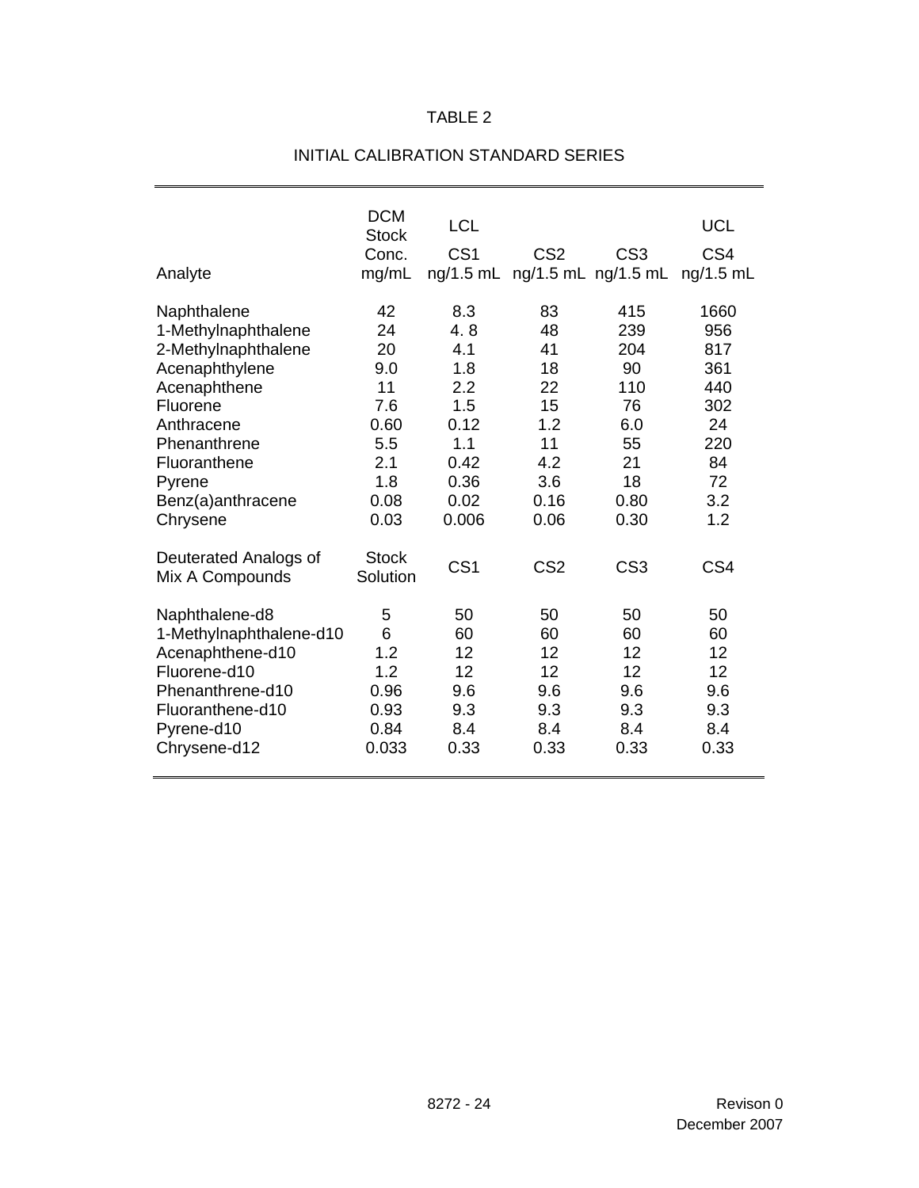TABLE 2

INITIAL CALIBRATION STANDARD SERIES

| Analyte | DCM Stock Conc. mg/mL | LCL CS1 ng/1.5 mL | CS2 ng/1.5 mL | CS3 ng/1.5 mL | UCL CS4 ng/1.5 mL |
|---|---|---|---|---|---|
| Naphthalene | 42 | 8.3 | 83 | 415 | 1660 |
| 1-Methylnaphthalene | 24 | 4. 8 | 48 | 239 | 956 |
| 2-Methylnaphthalene | 20 | 4.1 | 41 | 204 | 817 |
| Acenaphthylene | 9.0 | 1.8 | 18 | 90 | 361 |
| Acenaphthene | 11 | 2.2 | 22 | 110 | 440 |
| Fluorene | 7.6 | 1.5 | 15 | 76 | 302 |
| Anthracene | 0.60 | 0.12 | 1.2 | 6.0 | 24 |
| Phenanthrene | 5.5 | 1.1 | 11 | 55 | 220 |
| Fluoranthene | 2.1 | 0.42 | 4.2 | 21 | 84 |
| Pyrene | 1.8 | 0.36 | 3.6 | 18 | 72 |
| Benz(a)anthracene | 0.08 | 0.02 | 0.16 | 0.80 | 3.2 |
| Chrysene | 0.03 | 0.006 | 0.06 | 0.30 | 1.2 |
| **Deuterated Analogs of Mix A Compounds** | **Stock Solution** | **CS1** | **CS2** | **CS3** | **CS4** |
| Naphthalene-d8 | 5 | 50 | 50 | 50 | 50 |
| 1-Methylnaphthalene-d10 | 6 | 60 | 60 | 60 | 60 |
| Acenaphthene-d10 | 1.2 | 12 | 12 | 12 | 12 |
| Fluorene-d10 | 1.2 | 12 | 12 | 12 | 12 |
| Phenanthrene-d10 | 0.96 | 9.6 | 9.6 | 9.6 | 9.6 |
| Fluoranthene-d10 | 0.93 | 9.3 | 9.3 | 9.3 | 9.3 |
| Pyrene-d10 | 0.84 | 8.4 | 8.4 | 8.4 | 8.4 |
| Chrysene-d12 | 0.033 | 0.33 | 0.33 | 0.33 | 0.33 |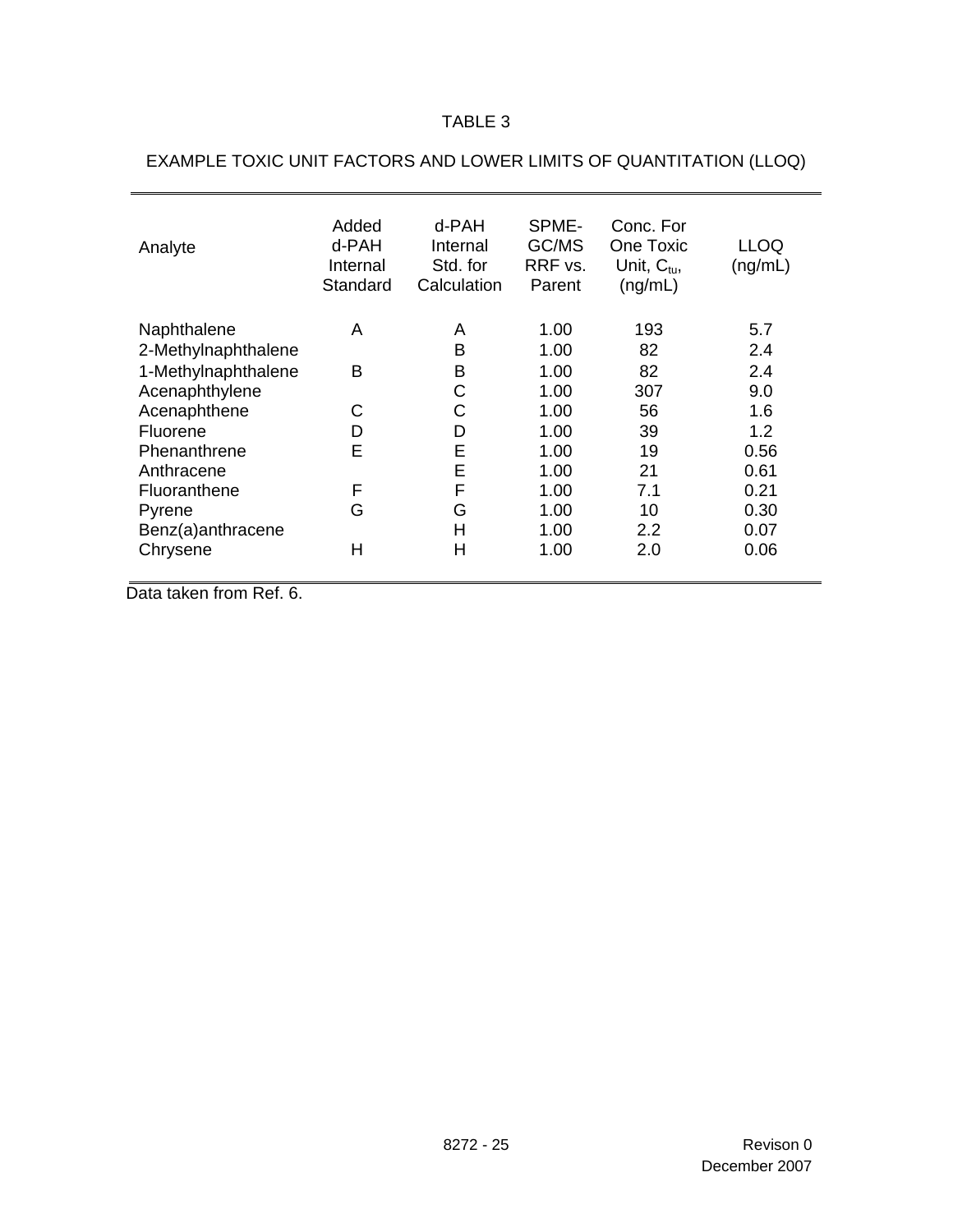TABLE 3

EXAMPLE TOXIC UNIT FACTORS AND LOWER LIMITS OF QUANTITATION (LLOQ)

| Analyte | Added d-PAH Internal Standard | d-PAH Internal Std. for Calculation | SPME-GC/MS RRF vs. Parent | Conc. For One Toxic Unit, $C_{tu}$, (ng/mL) | LLOQ (ng/mL) |
|---|---|---|---|---|---|
| Naphthalene | A | A | 1.00 | 193 | 5.7 |
| 2-Methylnaphthalene | | B | 1.00 | 82 | 2.4 |
| 1-Methylnaphthalene | B | B | 1.00 | 82 | 2.4 |
| Acenaphthylene | | C | 1.00 | 307 | 9.0 |
| Acenaphthene | C | C | 1.00 | 56 | 1.6 |
| Fluorene | D | D | 1.00 | 39 | 1.2 |
| Phenanthrene | E | E | 1.00 | 19 | 0.56 |
| Anthracene | | E | 1.00 | 21 | 0.61 |
| Fluoranthene | F | F | 1.00 | 7.1 | 0.21 |
| Pyrene | G | G | 1.00 | 10 | 0.30 |
| Benz(a)anthracene | | H | 1.00 | 2.2 | 0.07 |
| Chrysene | H | H | 1.00 | 2.0 | 0.06 |

Data taken from Ref. 6.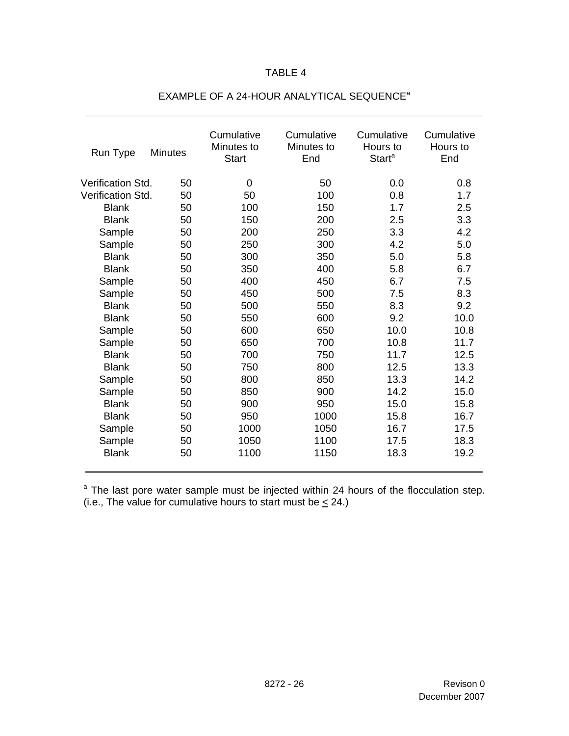TABLE 4

EXAMPLE OF A 24-HOUR ANALYTICAL SEQUENCE[a]

| Run Type | Minutes | Cumulative Minutes to Start | Cumulative Minutes to End | Cumulative Hours to Start[a] | Cumulative Hours to End |
|---|---|---|---|---|---|
| Verification Std. | 50 | 0 | 50 | 0.0 | 0.8 |
| Verification Std. | 50 | 50 | 100 | 0.8 | 1.7 |
| Blank | 50 | 100 | 150 | 1.7 | 2.5 |
| Blank | 50 | 150 | 200 | 2.5 | 3.3 |
| Sample | 50 | 200 | 250 | 3.3 | 4.2 |
| Sample | 50 | 250 | 300 | 4.2 | 5.0 |
| Blank | 50 | 300 | 350 | 5.0 | 5.8 |
| Blank | 50 | 350 | 400 | 5.8 | 6.7 |
| Sample | 50 | 400 | 450 | 6.7 | 7.5 |
| Sample | 50 | 450 | 500 | 7.5 | 8.3 |
| Blank | 50 | 500 | 550 | 8.3 | 9.2 |
| Blank | 50 | 550 | 600 | 9.2 | 10.0 |
| Sample | 50 | 600 | 650 | 10.0 | 10.8 |
| Sample | 50 | 650 | 700 | 10.8 | 11.7 |
| Blank | 50 | 700 | 750 | 11.7 | 12.5 |
| Blank | 50 | 750 | 800 | 12.5 | 13.3 |
| Sample | 50 | 800 | 850 | 13.3 | 14.2 |
| Sample | 50 | 850 | 900 | 14.2 | 15.0 |
| Blank | 50 | 900 | 950 | 15.0 | 15.8 |
| Blank | 50 | 950 | 1000 | 15.8 | 16.7 |
| Sample | 50 | 1000 | 1050 | 16.7 | 17.5 |
| Sample | 50 | 1050 | 1100 | 17.5 | 18.3 |
| Blank | 50 | 1100 | 1150 | 18.3 | 19.2 |

[a] The last pore water sample must be injected within 24 hours of the flocculation step. (i.e., The value for cumulative hours to start must be $\leq$ 24.)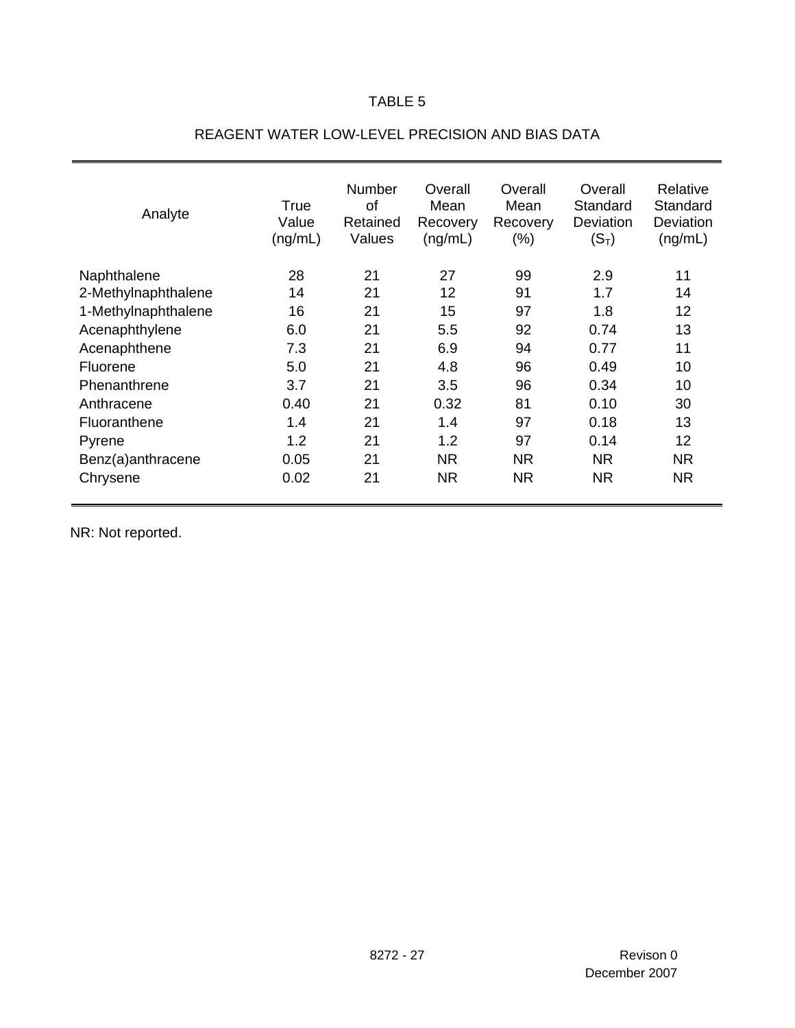TABLE 5

REAGENT WATER LOW-LEVEL PRECISION AND BIAS DATA

| Analyte | True Value (ng/mL) | Number of Retained Values | Overall Mean Recovery (ng/mL) | Overall Mean Recovery (%) | Overall Standard Deviation ($S_T$) | Relative Standard Deviation (ng/mL) |
|---|---|---|---|---|---|---|
| Naphthalene | 28 | 21 | 27 | 99 | 2.9 | 11 |
| 2-Methylnaphthalene | 14 | 21 | 12 | 91 | 1.7 | 14 |
| 1-Methylnaphthalene | 16 | 21 | 15 | 97 | 1.8 | 12 |
| Acenaphthylene | 6.0 | 21 | 5.5 | 92 | 0.74 | 13 |
| Acenaphthene | 7.3 | 21 | 6.9 | 94 | 0.77 | 11 |
| Fluorene | 5.0 | 21 | 4.8 | 96 | 0.49 | 10 |
| Phenanthrene | 3.7 | 21 | 3.5 | 96 | 0.34 | 10 |
| Anthracene | 0.40 | 21 | 0.32 | 81 | 0.10 | 30 |
| Fluoranthene | 1.4 | 21 | 1.4 | 97 | 0.18 | 13 |
| Pyrene | 1.2 | 21 | 1.2 | 97 | 0.14 | 12 |
| Benz(a)anthracene | 0.05 | 21 | NR | NR | NR | NR |
| Chrysene | 0.02 | 21 | NR | NR | NR | NR |

NR: Not reported.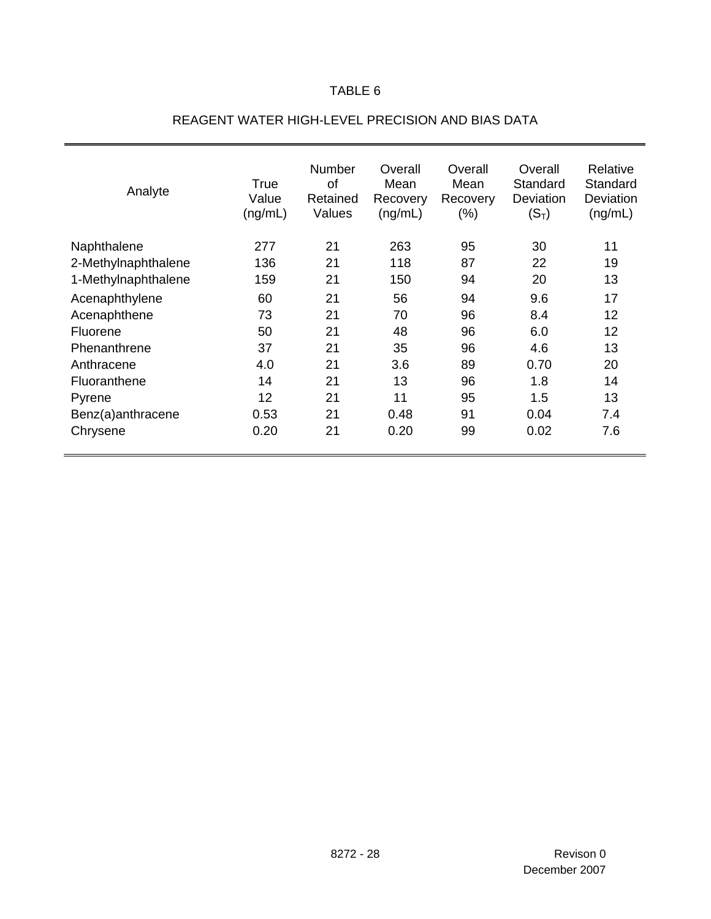TABLE 6

REAGENT WATER HIGH-LEVEL PRECISION AND BIAS DATA

| Analyte | True Value (ng/mL) | Number of Retained Values | Overall Mean Recovery (ng/mL) | Overall Mean Recovery (%) | Overall Standard Deviation ($S_T$) | Relative Standard Deviation (ng/mL) |
|---|---|---|---|---|---|---|
| Naphthalene | 277 | 21 | 263 | 95 | 30 | 11 |
| 2-Methylnaphthalene | 136 | 21 | 118 | 87 | 22 | 19 |
| 1-Methylnaphthalene | 159 | 21 | 150 | 94 | 20 | 13 |
| Acenaphthylene | 60 | 21 | 56 | 94 | 9.6 | 17 |
| Acenaphthene | 73 | 21 | 70 | 96 | 8.4 | 12 |
| Fluorene | 50 | 21 | 48 | 96 | 6.0 | 12 |
| Phenanthrene | 37 | 21 | 35 | 96 | 4.6 | 13 |
| Anthracene | 4.0 | 21 | 3.6 | 89 | 0.70 | 20 |
| Fluoranthene | 14 | 21 | 13 | 96 | 1.8 | 14 |
| Pyrene | 12 | 21 | 11 | 95 | 1.5 | 13 |
| Benz(a)anthracene | 0.53 | 21 | 0.48 | 91 | 0.04 | 7.4 |
| Chrysene | 0.20 | 21 | 0.20 | 99 | 0.02 | 7.6 |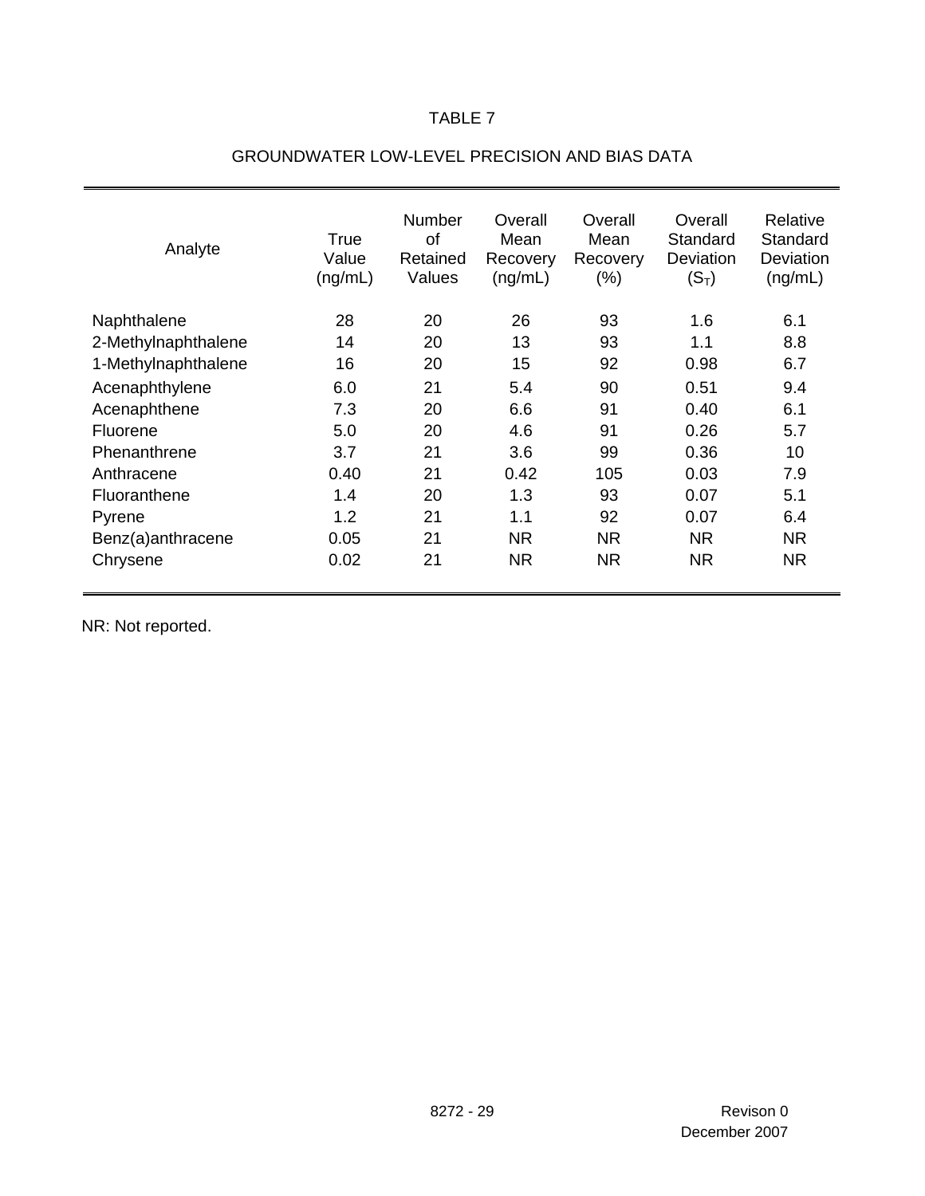TABLE 7

GROUNDWATER LOW-LEVEL PRECISION AND BIAS DATA

| Analyte | True Value (ng/mL) | Number of Retained Values | Overall Mean Recovery (ng/mL) | Overall Mean Recovery (%) | Overall Standard Deviation ($S_T$) | Relative Standard Deviation (ng/mL) |
|---|---|---|---|---|---|---|
| Naphthalene | 28 | 20 | 26 | 93 | 1.6 | 6.1 |
| 2-Methylnaphthalene | 14 | 20 | 13 | 93 | 1.1 | 8.8 |
| 1-Methylnaphthalene | 16 | 20 | 15 | 92 | 0.98 | 6.7 |
| Acenaphthylene | 6.0 | 21 | 5.4 | 90 | 0.51 | 9.4 |
| Acenaphthene | 7.3 | 20 | 6.6 | 91 | 0.40 | 6.1 |
| Fluorene | 5.0 | 20 | 4.6 | 91 | 0.26 | 5.7 |
| Phenanthrene | 3.7 | 21 | 3.6 | 99 | 0.36 | 10 |
| Anthracene | 0.40 | 21 | 0.42 | 105 | 0.03 | 7.9 |
| Fluoranthene | 1.4 | 20 | 1.3 | 93 | 0.07 | 5.1 |
| Pyrene | 1.2 | 21 | 1.1 | 92 | 0.07 | 6.4 |
| Benz(a)anthracene | 0.05 | 21 | NR | NR | NR | NR |
| Chrysene | 0.02 | 21 | NR | NR | NR | NR |

NR: Not reported.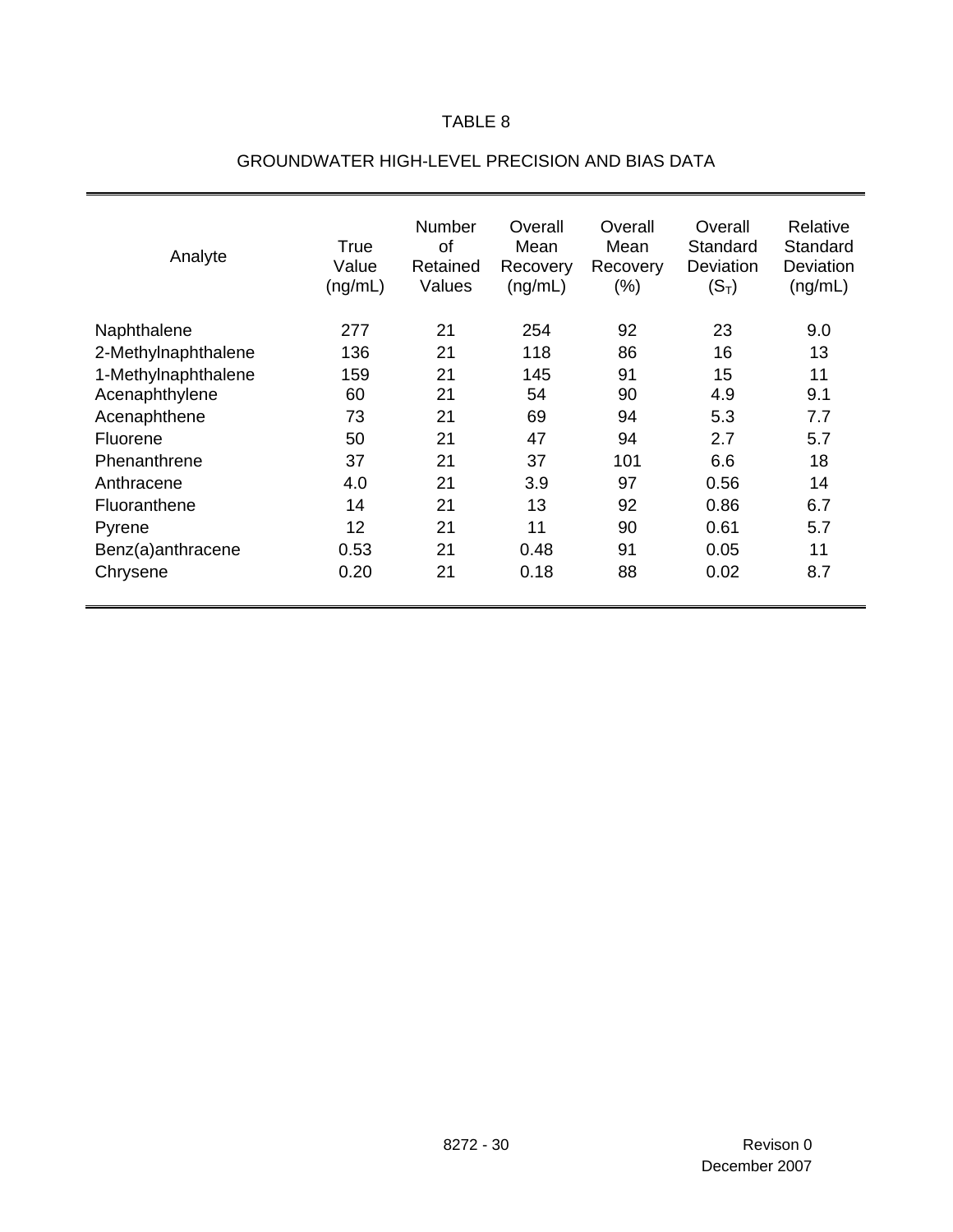TABLE 8

GROUNDWATER HIGH-LEVEL PRECISION AND BIAS DATA

| Analyte | True Value (ng/mL) | Number of Retained Values | Overall Mean Recovery (ng/mL) | Overall Mean Recovery (%) | Overall Standard Deviation ($S_T$) | Relative Standard Deviation (ng/mL) |
|---|---|---|---|---|---|---|
| Naphthalene | 277 | 21 | 254 | 92 | 23 | 9.0 |
| 2-Methylnaphthalene | 136 | 21 | 118 | 86 | 16 | 13 |
| 1-Methylnaphthalene | 159 | 21 | 145 | 91 | 15 | 11 |
| Acenaphthylene | 60 | 21 | 54 | 90 | 4.9 | 9.1 |
| Acenaphthene | 73 | 21 | 69 | 94 | 5.3 | 7.7 |
| Fluorene | 50 | 21 | 47 | 94 | 2.7 | 5.7 |
| Phenanthrene | 37 | 21 | 37 | 101 | 6.6 | 18 |
| Anthracene | 4.0 | 21 | 3.9 | 97 | 0.56 | 14 |
| Fluoranthene | 14 | 21 | 13 | 92 | 0.86 | 6.7 |
| Pyrene | 12 | 21 | 11 | 90 | 0.61 | 5.7 |
| Benz(a)anthracene | 0.53 | 21 | 0.48 | 91 | 0.05 | 11 |
| Chrysene | 0.20 | 21 | 0.18 | 88 | 0.02 | 8.7 |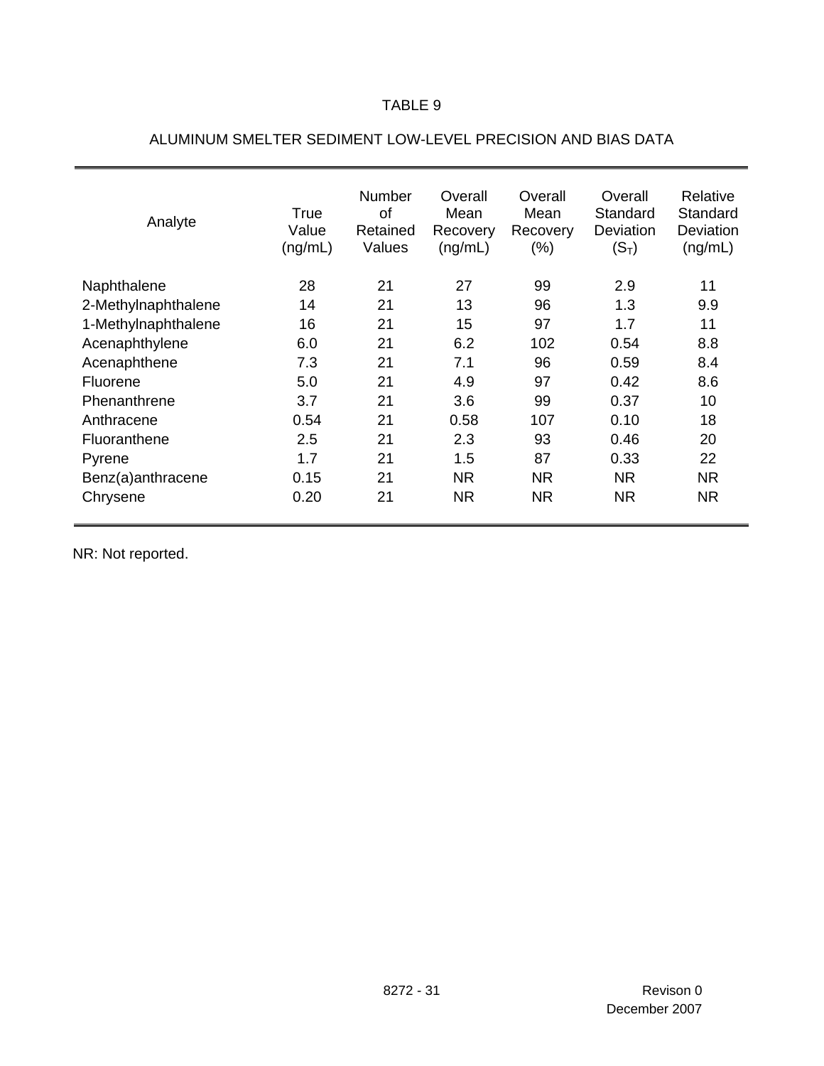TABLE 9

ALUMINUM SMELTER SEDIMENT LOW-LEVEL PRECISION AND BIAS DATA

| Analyte | True Value (ng/mL) | Number of Retained Values | Overall Mean Recovery (ng/mL) | Overall Mean Recovery (%) | Overall Standard Deviation ($S_T$) | Relative Standard Deviation (ng/mL) |
|---|---|---|---|---|---|---|
| Naphthalene | 28 | 21 | 27 | 99 | 2.9 | 11 |
| 2-Methylnaphthalene | 14 | 21 | 13 | 96 | 1.3 | 9.9 |
| 1-Methylnaphthalene | 16 | 21 | 15 | 97 | 1.7 | 11 |
| Acenaphthylene | 6.0 | 21 | 6.2 | 102 | 0.54 | 8.8 |
| Acenaphthene | 7.3 | 21 | 7.1 | 96 | 0.59 | 8.4 |
| Fluorene | 5.0 | 21 | 4.9 | 97 | 0.42 | 8.6 |
| Phenanthrene | 3.7 | 21 | 3.6 | 99 | 0.37 | 10 |
| Anthracene | 0.54 | 21 | 0.58 | 107 | 0.10 | 18 |
| Fluoranthene | 2.5 | 21 | 2.3 | 93 | 0.46 | 20 |
| Pyrene | 1.7 | 21 | 1.5 | 87 | 0.33 | 22 |
| Benz(a)anthracene | 0.15 | 21 | NR | NR | NR | NR |
| Chrysene | 0.20 | 21 | NR | NR | NR | NR |

NR: Not reported.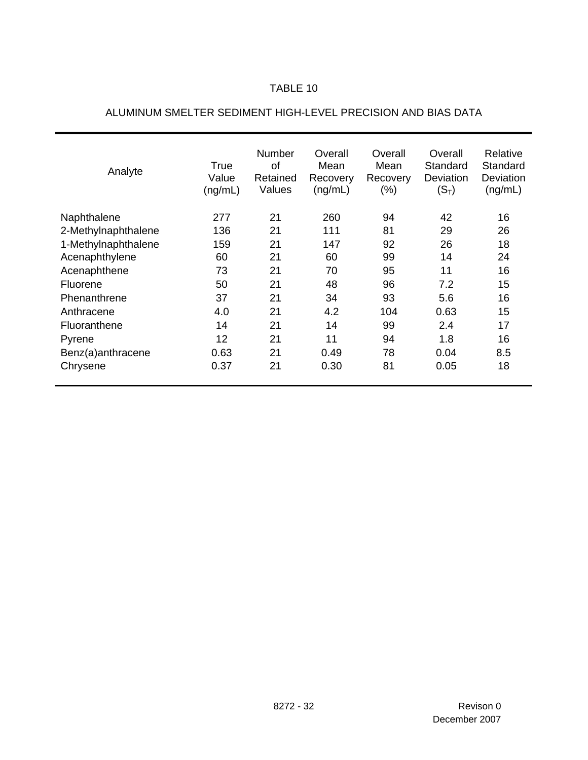TABLE 10

ALUMINUM SMELTER SEDIMENT HIGH-LEVEL PRECISION AND BIAS DATA

| Analyte | True Value (ng/mL) | Number of Retained Values | Overall Mean Recovery (ng/mL) | Overall Mean Recovery (%) | Overall Standard Deviation ($S_T$) | Relative Standard Deviation (ng/mL) |
|---|---|---|---|---|---|---|
| Naphthalene | 277 | 21 | 260 | 94 | 42 | 16 |
| 2-Methylnaphthalene | 136 | 21 | 111 | 81 | 29 | 26 |
| 1-Methylnaphthalene | 159 | 21 | 147 | 92 | 26 | 18 |
| Acenaphthylene | 60 | 21 | 60 | 99 | 14 | 24 |
| Acenaphthene | 73 | 21 | 70 | 95 | 11 | 16 |
| Fluorene | 50 | 21 | 48 | 96 | 7.2 | 15 |
| Phenanthrene | 37 | 21 | 34 | 93 | 5.6 | 16 |
| Anthracene | 4.0 | 21 | 4.2 | 104 | 0.63 | 15 |
| Fluoranthene | 14 | 21 | 14 | 99 | 2.4 | 17 |
| Pyrene | 12 | 21 | 11 | 94 | 1.8 | 16 |
| Benz(a)anthracene | 0.63 | 21 | 0.49 | 78 | 0.04 | 8.5 |
| Chrysene | 0.37 | 21 | 0.30 | 81 | 0.05 | 18 |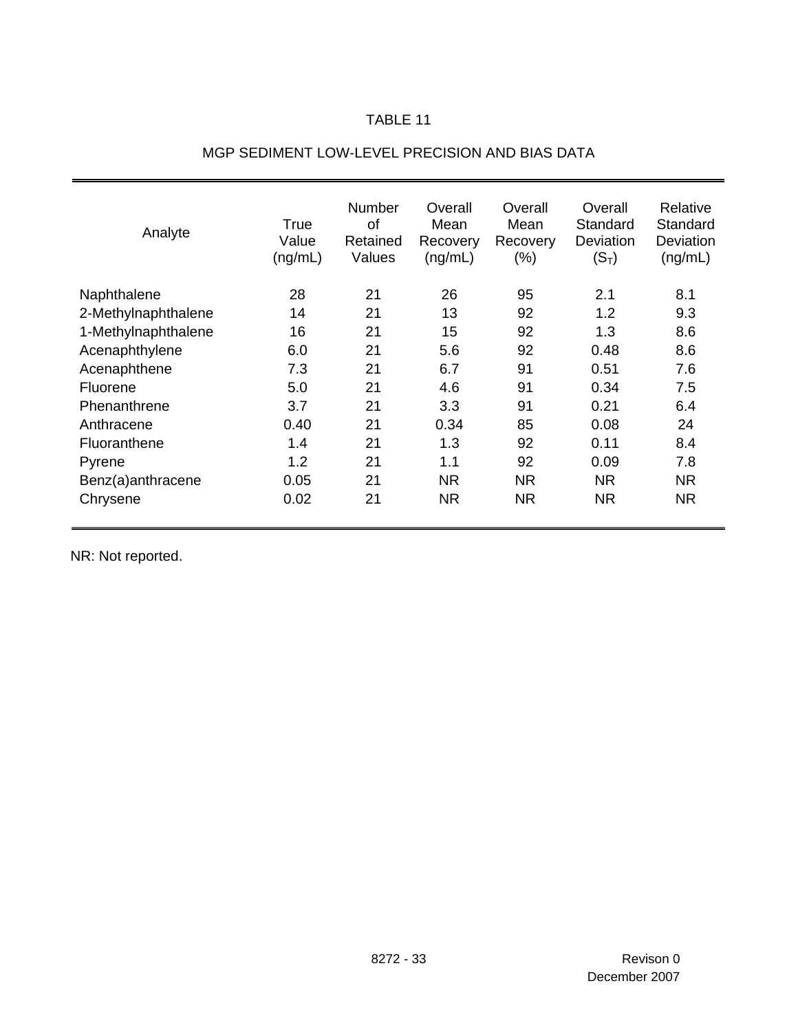TABLE 11

MGP SEDIMENT LOW-LEVEL PRECISION AND BIAS DATA

| Analyte | True Value (ng/mL) | Number of Retained Values | Overall Mean Recovery (ng/mL) | Overall Mean Recovery (%) | Overall Standard Deviation ($S_T$) | Relative Standard Deviation (ng/mL) |
|---|---|---|---|---|---|---|
| Naphthalene | 28 | 21 | 26 | 95 | 2.1 | 8.1 |
| 2-Methylnaphthalene | 14 | 21 | 13 | 92 | 1.2 | 9.3 |
| 1-Methylnaphthalene | 16 | 21 | 15 | 92 | 1.3 | 8.6 |
| Acenaphthylene | 6.0 | 21 | 5.6 | 92 | 0.48 | 8.6 |
| Acenaphthene | 7.3 | 21 | 6.7 | 91 | 0.51 | 7.6 |
| Fluorene | 5.0 | 21 | 4.6 | 91 | 0.34 | 7.5 |
| Phenanthrene | 3.7 | 21 | 3.3 | 91 | 0.21 | 6.4 |
| Anthracene | 0.40 | 21 | 0.34 | 85 | 0.08 | 24 |
| Fluoranthene | 1.4 | 21 | 1.3 | 92 | 0.11 | 8.4 |
| Pyrene | 1.2 | 21 | 1.1 | 92 | 0.09 | 7.8 |
| Benz(a)anthracene | 0.05 | 21 | NR | NR | NR | NR |
| Chrysene | 0.02 | 21 | NR | NR | NR | NR |

NR: Not reported.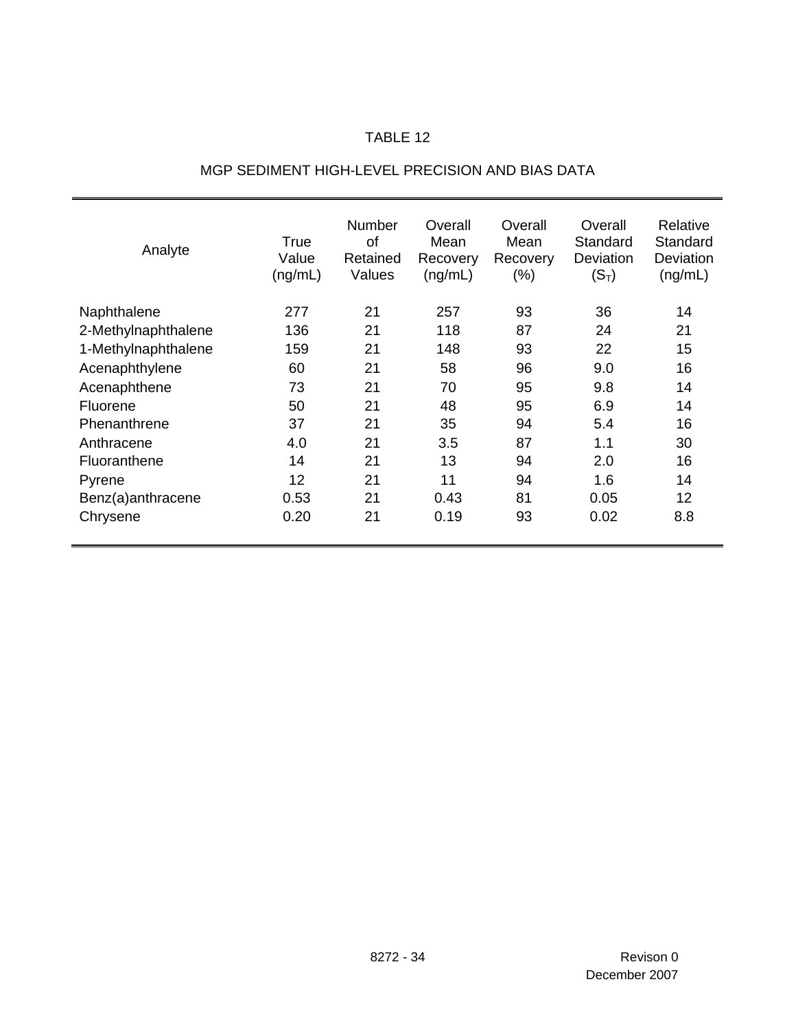TABLE 12

MGP SEDIMENT HIGH-LEVEL PRECISION AND BIAS DATA

| Analyte | True Value (ng/mL) | Number of Retained Values | Overall Mean Recovery (ng/mL) | Overall Mean Recovery (%) | Overall Standard Deviation ($S_T$) | Relative Standard Deviation (ng/mL) |
|---|---|---|---|---|---|---|
| Naphthalene | 277 | 21 | 257 | 93 | 36 | 14 |
| 2-Methylnaphthalene | 136 | 21 | 118 | 87 | 24 | 21 |
| 1-Methylnaphthalene | 159 | 21 | 148 | 93 | 22 | 15 |
| Acenaphthylene | 60 | 21 | 58 | 96 | 9.0 | 16 |
| Acenaphthene | 73 | 21 | 70 | 95 | 9.8 | 14 |
| Fluorene | 50 | 21 | 48 | 95 | 6.9 | 14 |
| Phenanthrene | 37 | 21 | 35 | 94 | 5.4 | 16 |
| Anthracene | 4.0 | 21 | 3.5 | 87 | 1.1 | 30 |
| Fluoranthene | 14 | 21 | 13 | 94 | 2.0 | 16 |
| Pyrene | 12 | 21 | 11 | 94 | 1.6 | 14 |
| Benz(a)anthracene | 0.53 | 21 | 0.43 | 81 | 0.05 | 12 |
| Chrysene | 0.20 | 21 | 0.19 | 93 | 0.02 | 8.8 |